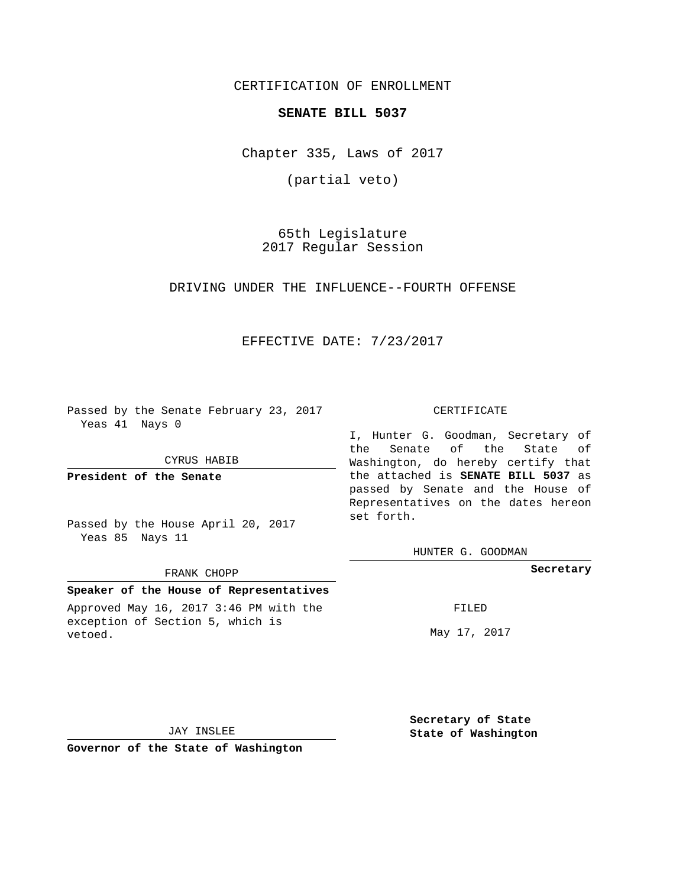CERTIFICATION OF ENROLLMENT

**SENATE BILL 5037**

Chapter 335, Laws of 2017

(partial veto)

65th Legislature
2017 Regular Session

DRIVING UNDER THE INFLUENCE--FOURTH OFFENSE

EFFECTIVE DATE: 7/23/2017

Passed by the Senate February 23, 2017
Yeas 41 Nays 0

CYRUS HABIB

**President of the Senate**

Passed by the House April 20, 2017
Yeas 85 Nays 11

FRANK CHOPP

**Speaker of the House of Representatives**

Approved May 16, 2017 3:46 PM with the exception of Section 5, which is vetoed.

JAY INSLEE

**Governor of the State of Washington**

CERTIFICATE

I, Hunter G. Goodman, Secretary of the Senate of the State of Washington, do hereby certify that the attached is **SENATE BILL 5037** as passed by Senate and the House of Representatives on the dates hereon set forth.

HUNTER G. GOODMAN

**Secretary**

FILED

May 17, 2017

**Secretary of State**
**State of Washington**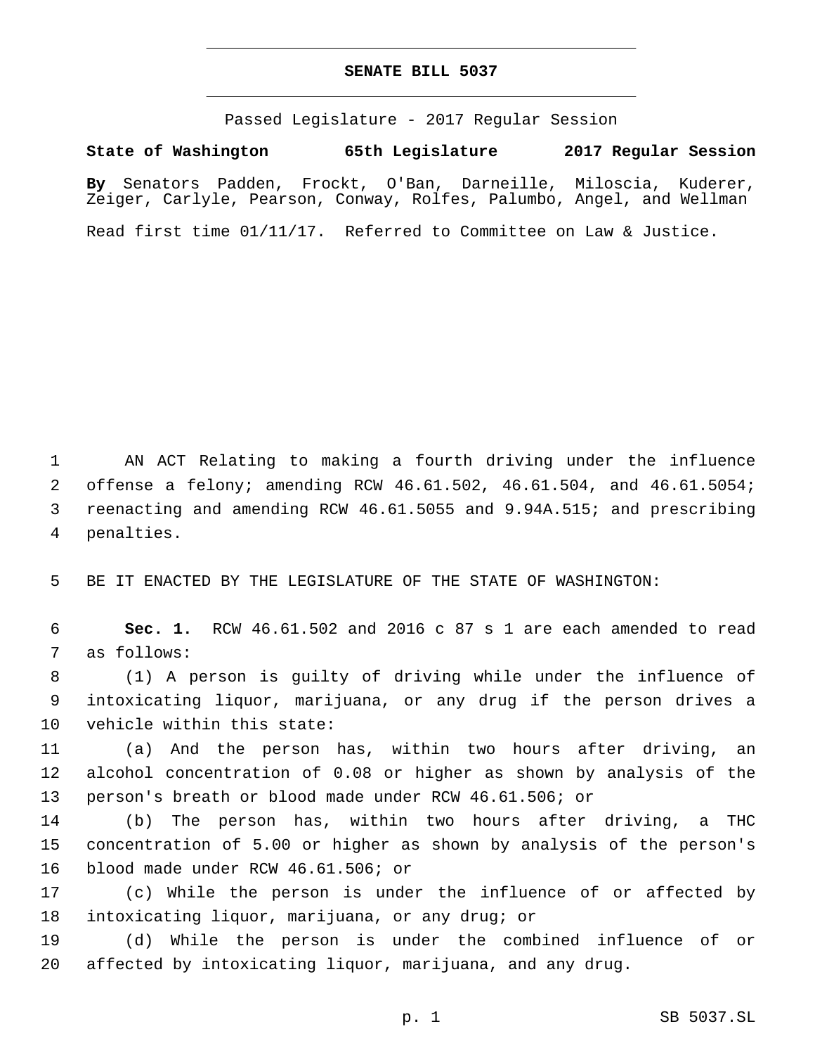# SENATE BILL 5037

Passed Legislature - 2017 Regular Session

**State of Washington 65th Legislature 2017 Regular Session**

**By** Senators Padden, Frockt, O'Ban, Darneille, Miloscia, Kuderer, Zeiger, Carlyle, Pearson, Conway, Rolfes, Palumbo, Angel, and Wellman

Read first time 01/11/17. Referred to Committee on Law & Justice.

AN ACT Relating to making a fourth driving under the influence offense a felony; amending RCW 46.61.502, 46.61.504, and 46.61.5054; reenacting and amending RCW 46.61.5055 and 9.94A.515; and prescribing penalties.

BE IT ENACTED BY THE LEGISLATURE OF THE STATE OF WASHINGTON:

**Sec. 1.** RCW 46.61.502 and 2016 c 87 s 1 are each amended to read as follows:

(1) A person is guilty of driving while under the influence of intoxicating liquor, marijuana, or any drug if the person drives a vehicle within this state:

(a) And the person has, within two hours after driving, an alcohol concentration of 0.08 or higher as shown by analysis of the person's breath or blood made under RCW 46.61.506; or

(b) The person has, within two hours after driving, a THC concentration of 5.00 or higher as shown by analysis of the person's blood made under RCW 46.61.506; or

(c) While the person is under the influence of or affected by intoxicating liquor, marijuana, or any drug; or

(d) While the person is under the combined influence of or affected by intoxicating liquor, marijuana, and any drug.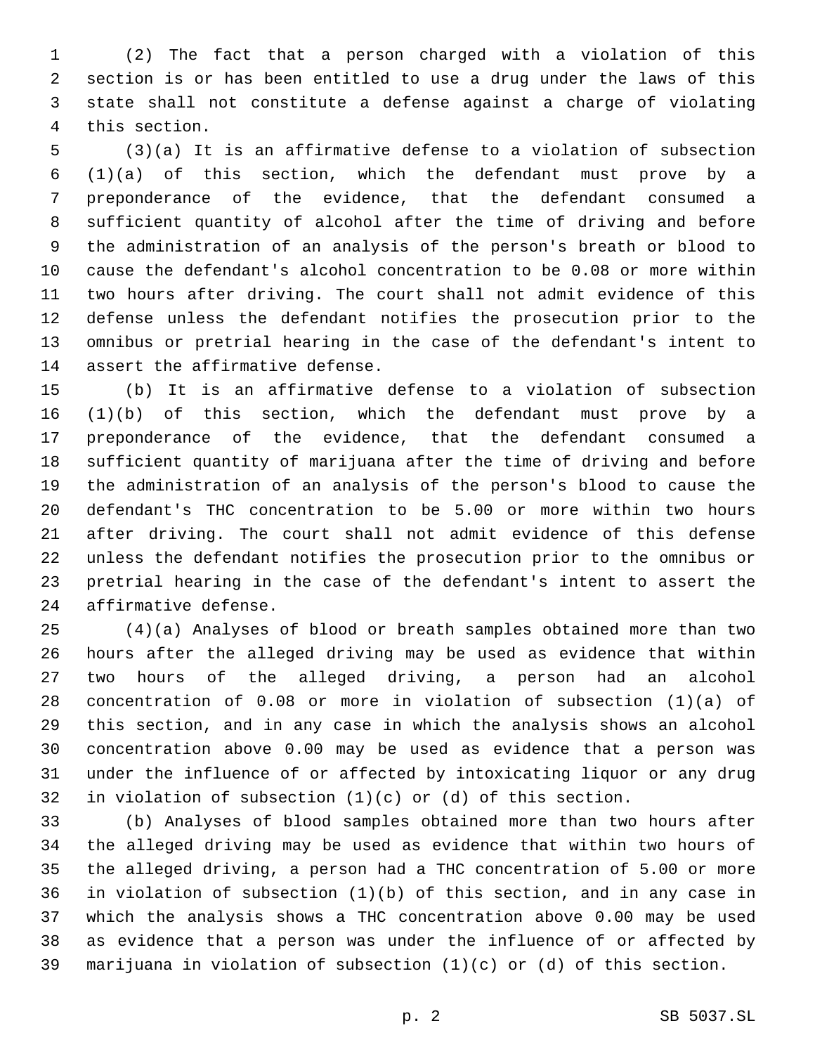(2) The fact that a person charged with a violation of this section is or has been entitled to use a drug under the laws of this state shall not constitute a defense against a charge of violating this section.

(3)(a) It is an affirmative defense to a violation of subsection (1)(a) of this section, which the defendant must prove by a preponderance of the evidence, that the defendant consumed a sufficient quantity of alcohol after the time of driving and before the administration of an analysis of the person's breath or blood to cause the defendant's alcohol concentration to be 0.08 or more within two hours after driving. The court shall not admit evidence of this defense unless the defendant notifies the prosecution prior to the omnibus or pretrial hearing in the case of the defendant's intent to assert the affirmative defense.

(b) It is an affirmative defense to a violation of subsection (1)(b) of this section, which the defendant must prove by a preponderance of the evidence, that the defendant consumed a sufficient quantity of marijuana after the time of driving and before the administration of an analysis of the person's blood to cause the defendant's THC concentration to be 5.00 or more within two hours after driving. The court shall not admit evidence of this defense unless the defendant notifies the prosecution prior to the omnibus or pretrial hearing in the case of the defendant's intent to assert the affirmative defense.

(4)(a) Analyses of blood or breath samples obtained more than two hours after the alleged driving may be used as evidence that within two hours of the alleged driving, a person had an alcohol concentration of 0.08 or more in violation of subsection (1)(a) of this section, and in any case in which the analysis shows an alcohol concentration above 0.00 may be used as evidence that a person was under the influence of or affected by intoxicating liquor or any drug in violation of subsection (1)(c) or (d) of this section.

(b) Analyses of blood samples obtained more than two hours after the alleged driving may be used as evidence that within two hours of the alleged driving, a person had a THC concentration of 5.00 or more in violation of subsection (1)(b) of this section, and in any case in which the analysis shows a THC concentration above 0.00 may be used as evidence that a person was under the influence of or affected by marijuana in violation of subsection (1)(c) or (d) of this section.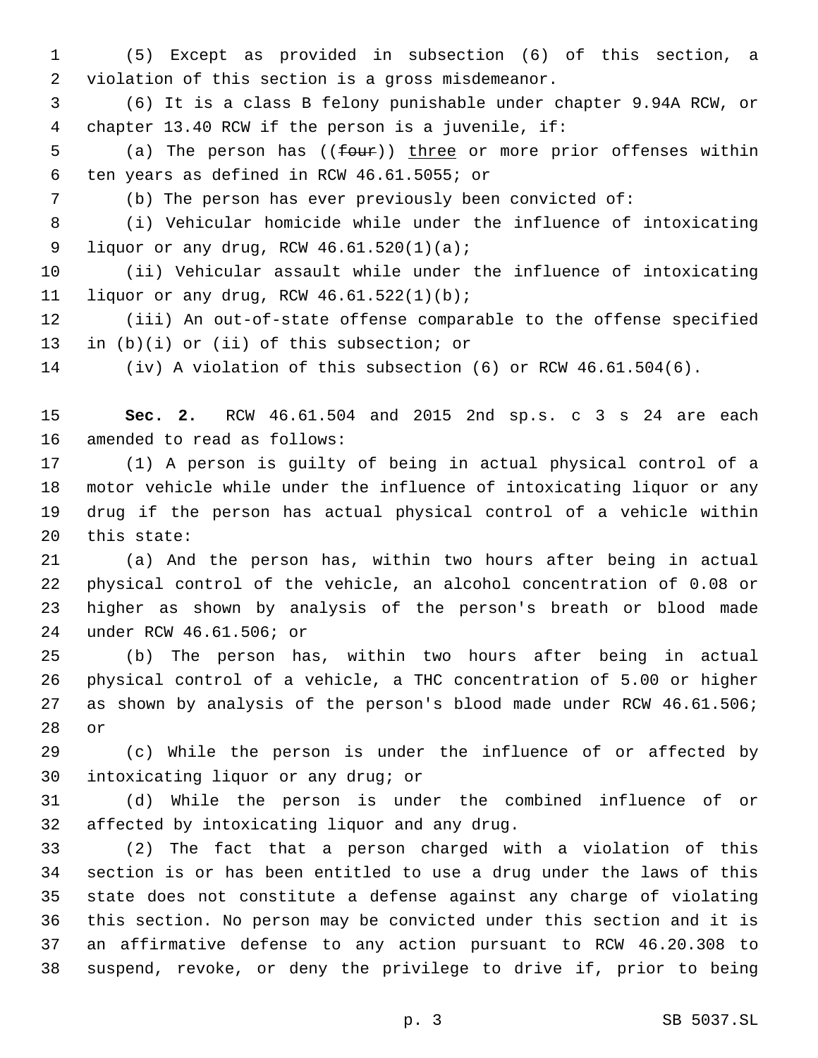(5) Except as provided in subsection (6) of this section, a violation of this section is a gross misdemeanor.

(6) It is a class B felony punishable under chapter 9.94A RCW, or chapter 13.40 RCW if the person is a juvenile, if:

(a) The person has ((~~four~~)) <u>three</u> or more prior offenses within ten years as defined in RCW 46.61.5055; or

(b) The person has ever previously been convicted of:

(i) Vehicular homicide while under the influence of intoxicating liquor or any drug, RCW 46.61.520(1)(a);

(ii) Vehicular assault while under the influence of intoxicating liquor or any drug, RCW 46.61.522(1)(b);

(iii) An out-of-state offense comparable to the offense specified in (b)(i) or (ii) of this subsection; or

(iv) A violation of this subsection (6) or RCW 46.61.504(6).

**Sec. 2.** RCW 46.61.504 and 2015 2nd sp.s. c 3 s 24 are each amended to read as follows:

(1) A person is guilty of being in actual physical control of a motor vehicle while under the influence of intoxicating liquor or any drug if the person has actual physical control of a vehicle within this state:

(a) And the person has, within two hours after being in actual physical control of the vehicle, an alcohol concentration of 0.08 or higher as shown by analysis of the person's breath or blood made under RCW 46.61.506; or

(b) The person has, within two hours after being in actual physical control of a vehicle, a THC concentration of 5.00 or higher as shown by analysis of the person's blood made under RCW 46.61.506; or

(c) While the person is under the influence of or affected by intoxicating liquor or any drug; or

(d) While the person is under the combined influence of or affected by intoxicating liquor and any drug.

(2) The fact that a person charged with a violation of this section is or has been entitled to use a drug under the laws of this state does not constitute a defense against any charge of violating this section. No person may be convicted under this section and it is an affirmative defense to any action pursuant to RCW 46.20.308 to suspend, revoke, or deny the privilege to drive if, prior to being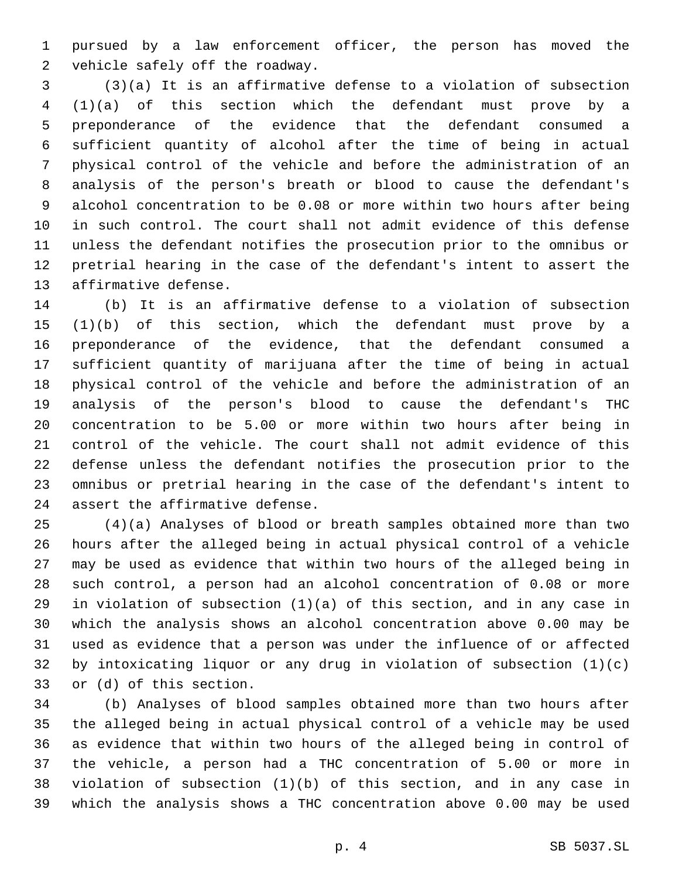pursued by a law enforcement officer, the person has moved the vehicle safely off the roadway.

(3)(a) It is an affirmative defense to a violation of subsection (1)(a) of this section which the defendant must prove by a preponderance of the evidence that the defendant consumed a sufficient quantity of alcohol after the time of being in actual physical control of the vehicle and before the administration of an analysis of the person's breath or blood to cause the defendant's alcohol concentration to be 0.08 or more within two hours after being in such control. The court shall not admit evidence of this defense unless the defendant notifies the prosecution prior to the omnibus or pretrial hearing in the case of the defendant's intent to assert the affirmative defense.

(b) It is an affirmative defense to a violation of subsection (1)(b) of this section, which the defendant must prove by a preponderance of the evidence, that the defendant consumed a sufficient quantity of marijuana after the time of being in actual physical control of the vehicle and before the administration of an analysis of the person's blood to cause the defendant's THC concentration to be 5.00 or more within two hours after being in control of the vehicle. The court shall not admit evidence of this defense unless the defendant notifies the prosecution prior to the omnibus or pretrial hearing in the case of the defendant's intent to assert the affirmative defense.

(4)(a) Analyses of blood or breath samples obtained more than two hours after the alleged being in actual physical control of a vehicle may be used as evidence that within two hours of the alleged being in such control, a person had an alcohol concentration of 0.08 or more in violation of subsection (1)(a) of this section, and in any case in which the analysis shows an alcohol concentration above 0.00 may be used as evidence that a person was under the influence of or affected by intoxicating liquor or any drug in violation of subsection (1)(c) or (d) of this section.

(b) Analyses of blood samples obtained more than two hours after the alleged being in actual physical control of a vehicle may be used as evidence that within two hours of the alleged being in control of the vehicle, a person had a THC concentration of 5.00 or more in violation of subsection (1)(b) of this section, and in any case in which the analysis shows a THC concentration above 0.00 may be used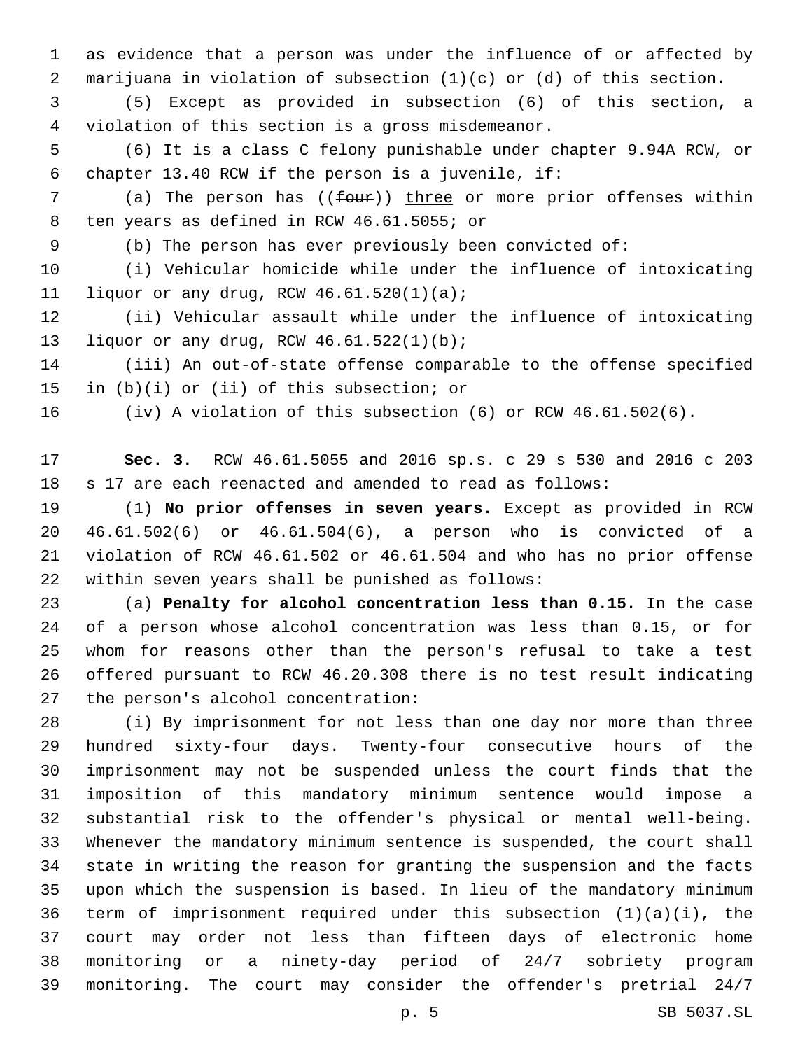as evidence that a person was under the influence of or affected by marijuana in violation of subsection (1)(c) or (d) of this section.

(5) Except as provided in subsection (6) of this section, a violation of this section is a gross misdemeanor.

(6) It is a class C felony punishable under chapter 9.94A RCW, or chapter 13.40 RCW if the person is a juvenile, if:

(a) The person has ((~~four~~)) <u>three</u> or more prior offenses within ten years as defined in RCW 46.61.5055; or

(b) The person has ever previously been convicted of:

(i) Vehicular homicide while under the influence of intoxicating liquor or any drug, RCW 46.61.520(1)(a);

(ii) Vehicular assault while under the influence of intoxicating liquor or any drug, RCW 46.61.522(1)(b);

(iii) An out-of-state offense comparable to the offense specified in (b)(i) or (ii) of this subsection; or

(iv) A violation of this subsection (6) or RCW 46.61.502(6).

**Sec. 3.** RCW 46.61.5055 and 2016 sp.s. c 29 s 530 and 2016 c 203 s 17 are each reenacted and amended to read as follows:

(1) **No prior offenses in seven years.** Except as provided in RCW 46.61.502(6) or 46.61.504(6), a person who is convicted of a violation of RCW 46.61.502 or 46.61.504 and who has no prior offense within seven years shall be punished as follows:

(a) **Penalty for alcohol concentration less than 0.15.** In the case of a person whose alcohol concentration was less than 0.15, or for whom for reasons other than the person's refusal to take a test offered pursuant to RCW 46.20.308 there is no test result indicating the person's alcohol concentration:

(i) By imprisonment for not less than one day nor more than three hundred sixty-four days. Twenty-four consecutive hours of the imprisonment may not be suspended unless the court finds that the imposition of this mandatory minimum sentence would impose a substantial risk to the offender's physical or mental well-being. Whenever the mandatory minimum sentence is suspended, the court shall state in writing the reason for granting the suspension and the facts upon which the suspension is based. In lieu of the mandatory minimum term of imprisonment required under this subsection (1)(a)(i), the court may order not less than fifteen days of electronic home monitoring or a ninety-day period of 24/7 sobriety program monitoring. The court may consider the offender's pretrial 24/7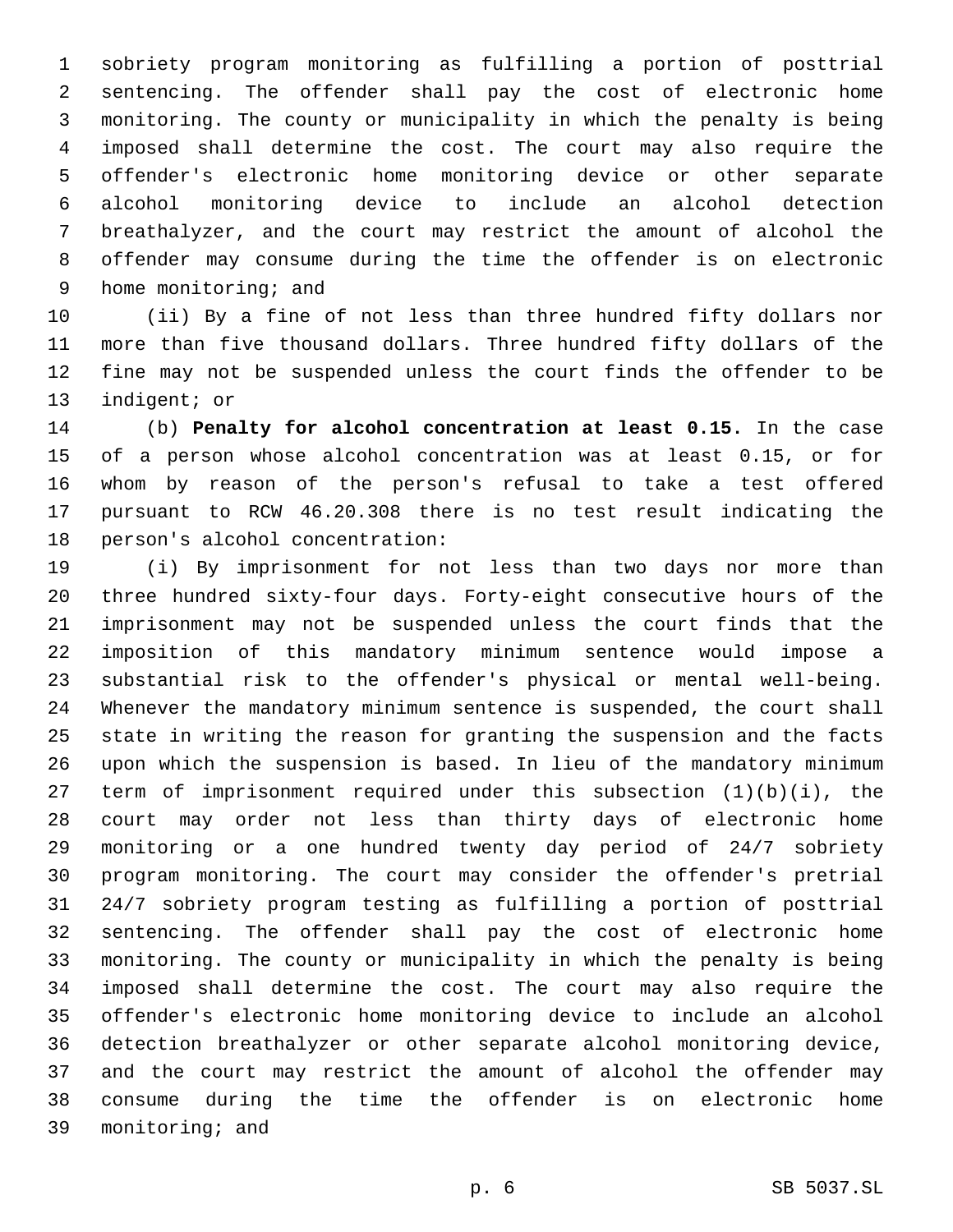sobriety program monitoring as fulfilling a portion of posttrial sentencing. The offender shall pay the cost of electronic home monitoring. The county or municipality in which the penalty is being imposed shall determine the cost. The court may also require the offender's electronic home monitoring device or other separate alcohol monitoring device to include an alcohol detection breathalyzer, and the court may restrict the amount of alcohol the offender may consume during the time the offender is on electronic home monitoring; and

(ii) By a fine of not less than three hundred fifty dollars nor more than five thousand dollars. Three hundred fifty dollars of the fine may not be suspended unless the court finds the offender to be indigent; or

(b) **Penalty for alcohol concentration at least 0.15.** In the case of a person whose alcohol concentration was at least 0.15, or for whom by reason of the person's refusal to take a test offered pursuant to RCW 46.20.308 there is no test result indicating the person's alcohol concentration:

(i) By imprisonment for not less than two days nor more than three hundred sixty-four days. Forty-eight consecutive hours of the imprisonment may not be suspended unless the court finds that the imposition of this mandatory minimum sentence would impose a substantial risk to the offender's physical or mental well-being. Whenever the mandatory minimum sentence is suspended, the court shall state in writing the reason for granting the suspension and the facts upon which the suspension is based. In lieu of the mandatory minimum term of imprisonment required under this subsection (1)(b)(i), the court may order not less than thirty days of electronic home monitoring or a one hundred twenty day period of 24/7 sobriety program monitoring. The court may consider the offender's pretrial 24/7 sobriety program testing as fulfilling a portion of posttrial sentencing. The offender shall pay the cost of electronic home monitoring. The county or municipality in which the penalty is being imposed shall determine the cost. The court may also require the offender's electronic home monitoring device to include an alcohol detection breathalyzer or other separate alcohol monitoring device, and the court may restrict the amount of alcohol the offender may consume during the time the offender is on electronic home monitoring; and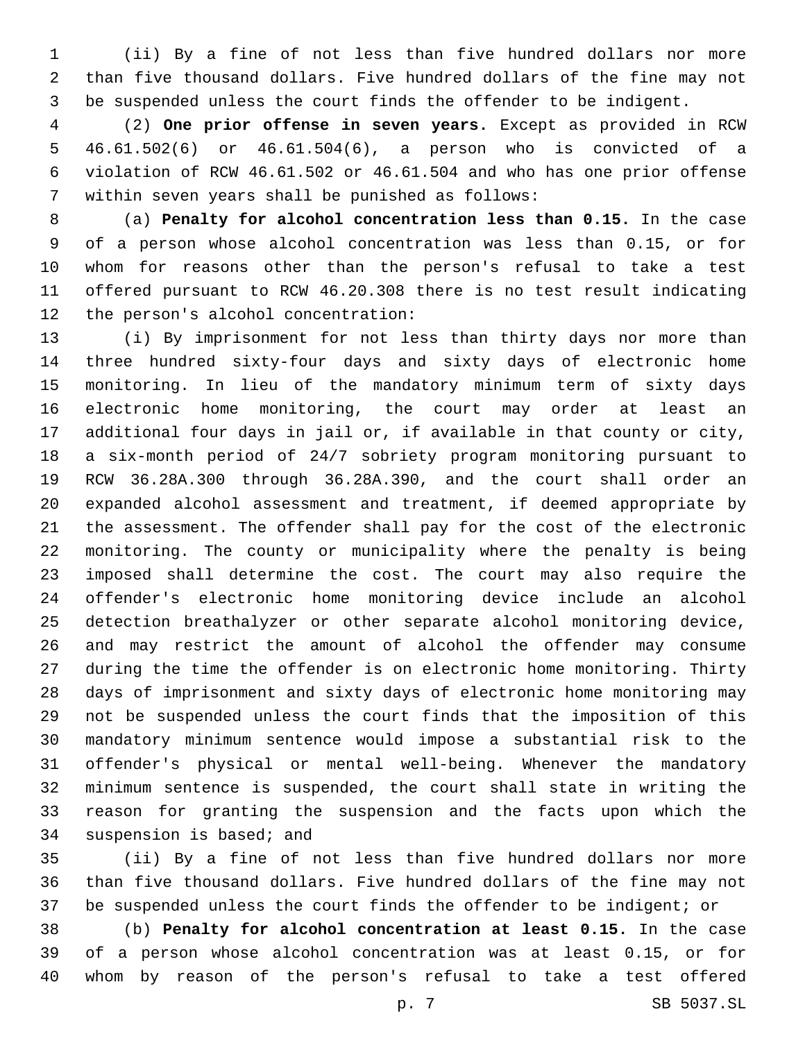(ii) By a fine of not less than five hundred dollars nor more than five thousand dollars. Five hundred dollars of the fine may not be suspended unless the court finds the offender to be indigent.

(2) **One prior offense in seven years.** Except as provided in RCW 46.61.502(6) or 46.61.504(6), a person who is convicted of a violation of RCW 46.61.502 or 46.61.504 and who has one prior offense within seven years shall be punished as follows:

(a) **Penalty for alcohol concentration less than 0.15.** In the case of a person whose alcohol concentration was less than 0.15, or for whom for reasons other than the person's refusal to take a test offered pursuant to RCW 46.20.308 there is no test result indicating the person's alcohol concentration:

(i) By imprisonment for not less than thirty days nor more than three hundred sixty-four days and sixty days of electronic home monitoring. In lieu of the mandatory minimum term of sixty days electronic home monitoring, the court may order at least an additional four days in jail or, if available in that county or city, a six-month period of 24/7 sobriety program monitoring pursuant to RCW 36.28A.300 through 36.28A.390, and the court shall order an expanded alcohol assessment and treatment, if deemed appropriate by the assessment. The offender shall pay for the cost of the electronic monitoring. The county or municipality where the penalty is being imposed shall determine the cost. The court may also require the offender's electronic home monitoring device include an alcohol detection breathalyzer or other separate alcohol monitoring device, and may restrict the amount of alcohol the offender may consume during the time the offender is on electronic home monitoring. Thirty days of imprisonment and sixty days of electronic home monitoring may not be suspended unless the court finds that the imposition of this mandatory minimum sentence would impose a substantial risk to the offender's physical or mental well-being. Whenever the mandatory minimum sentence is suspended, the court shall state in writing the reason for granting the suspension and the facts upon which the suspension is based; and

(ii) By a fine of not less than five hundred dollars nor more than five thousand dollars. Five hundred dollars of the fine may not be suspended unless the court finds the offender to be indigent; or

(b) **Penalty for alcohol concentration at least 0.15.** In the case of a person whose alcohol concentration was at least 0.15, or for whom by reason of the person's refusal to take a test offered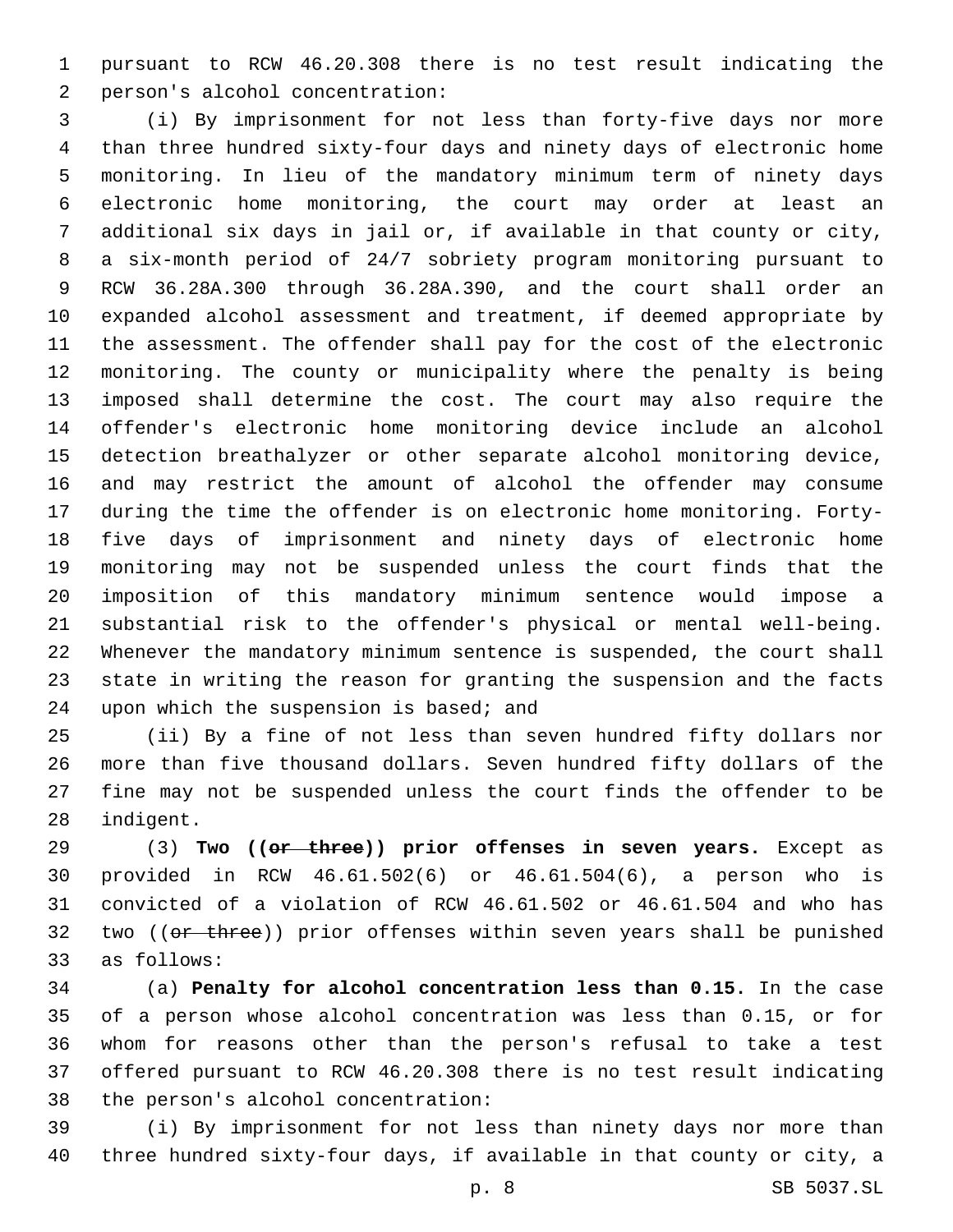pursuant to RCW 46.20.308 there is no test result indicating the person's alcohol concentration:

(i) By imprisonment for not less than forty-five days nor more than three hundred sixty-four days and ninety days of electronic home monitoring. In lieu of the mandatory minimum term of ninety days electronic home monitoring, the court may order at least an additional six days in jail or, if available in that county or city, a six-month period of 24/7 sobriety program monitoring pursuant to RCW 36.28A.300 through 36.28A.390, and the court shall order an expanded alcohol assessment and treatment, if deemed appropriate by the assessment. The offender shall pay for the cost of the electronic monitoring. The county or municipality where the penalty is being imposed shall determine the cost. The court may also require the offender's electronic home monitoring device include an alcohol detection breathalyzer or other separate alcohol monitoring device, and may restrict the amount of alcohol the offender may consume during the time the offender is on electronic home monitoring. Forty-five days of imprisonment and ninety days of electronic home monitoring may not be suspended unless the court finds that the imposition of this mandatory minimum sentence would impose a substantial risk to the offender's physical or mental well-being. Whenever the mandatory minimum sentence is suspended, the court shall state in writing the reason for granting the suspension and the facts upon which the suspension is based; and

(ii) By a fine of not less than seven hundred fifty dollars nor more than five thousand dollars. Seven hundred fifty dollars of the fine may not be suspended unless the court finds the offender to be indigent.

(3) **Two ((~~or three~~)) prior offenses in seven years.** Except as provided in RCW 46.61.502(6) or 46.61.504(6), a person who is convicted of a violation of RCW 46.61.502 or 46.61.504 and who has two ((~~or three~~)) prior offenses within seven years shall be punished as follows:

(a) **Penalty for alcohol concentration less than 0.15.** In the case of a person whose alcohol concentration was less than 0.15, or for whom for reasons other than the person's refusal to take a test offered pursuant to RCW 46.20.308 there is no test result indicating the person's alcohol concentration:

(i) By imprisonment for not less than ninety days nor more than three hundred sixty-four days, if available in that county or city, a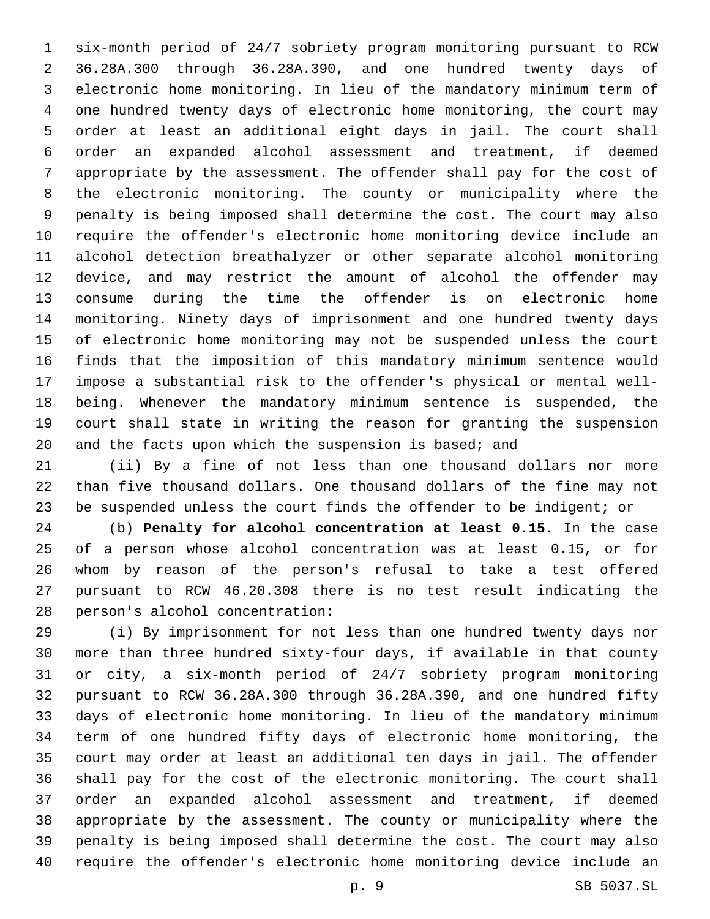six-month period of 24/7 sobriety program monitoring pursuant to RCW 36.28A.300 through 36.28A.390, and one hundred twenty days of electronic home monitoring. In lieu of the mandatory minimum term of one hundred twenty days of electronic home monitoring, the court may order at least an additional eight days in jail. The court shall order an expanded alcohol assessment and treatment, if deemed appropriate by the assessment. The offender shall pay for the cost of the electronic monitoring. The county or municipality where the penalty is being imposed shall determine the cost. The court may also require the offender's electronic home monitoring device include an alcohol detection breathalyzer or other separate alcohol monitoring device, and may restrict the amount of alcohol the offender may consume during the time the offender is on electronic home monitoring. Ninety days of imprisonment and one hundred twenty days of electronic home monitoring may not be suspended unless the court finds that the imposition of this mandatory minimum sentence would impose a substantial risk to the offender's physical or mental well-being. Whenever the mandatory minimum sentence is suspended, the court shall state in writing the reason for granting the suspension and the facts upon which the suspension is based; and

(ii) By a fine of not less than one thousand dollars nor more than five thousand dollars. One thousand dollars of the fine may not be suspended unless the court finds the offender to be indigent; or

(b) **Penalty for alcohol concentration at least 0.15.** In the case of a person whose alcohol concentration was at least 0.15, or for whom by reason of the person's refusal to take a test offered pursuant to RCW 46.20.308 there is no test result indicating the person's alcohol concentration:

(i) By imprisonment for not less than one hundred twenty days nor more than three hundred sixty-four days, if available in that county or city, a six-month period of 24/7 sobriety program monitoring pursuant to RCW 36.28A.300 through 36.28A.390, and one hundred fifty days of electronic home monitoring. In lieu of the mandatory minimum term of one hundred fifty days of electronic home monitoring, the court may order at least an additional ten days in jail. The offender shall pay for the cost of the electronic monitoring. The court shall order an expanded alcohol assessment and treatment, if deemed appropriate by the assessment. The county or municipality where the penalty is being imposed shall determine the cost. The court may also require the offender's electronic home monitoring device include an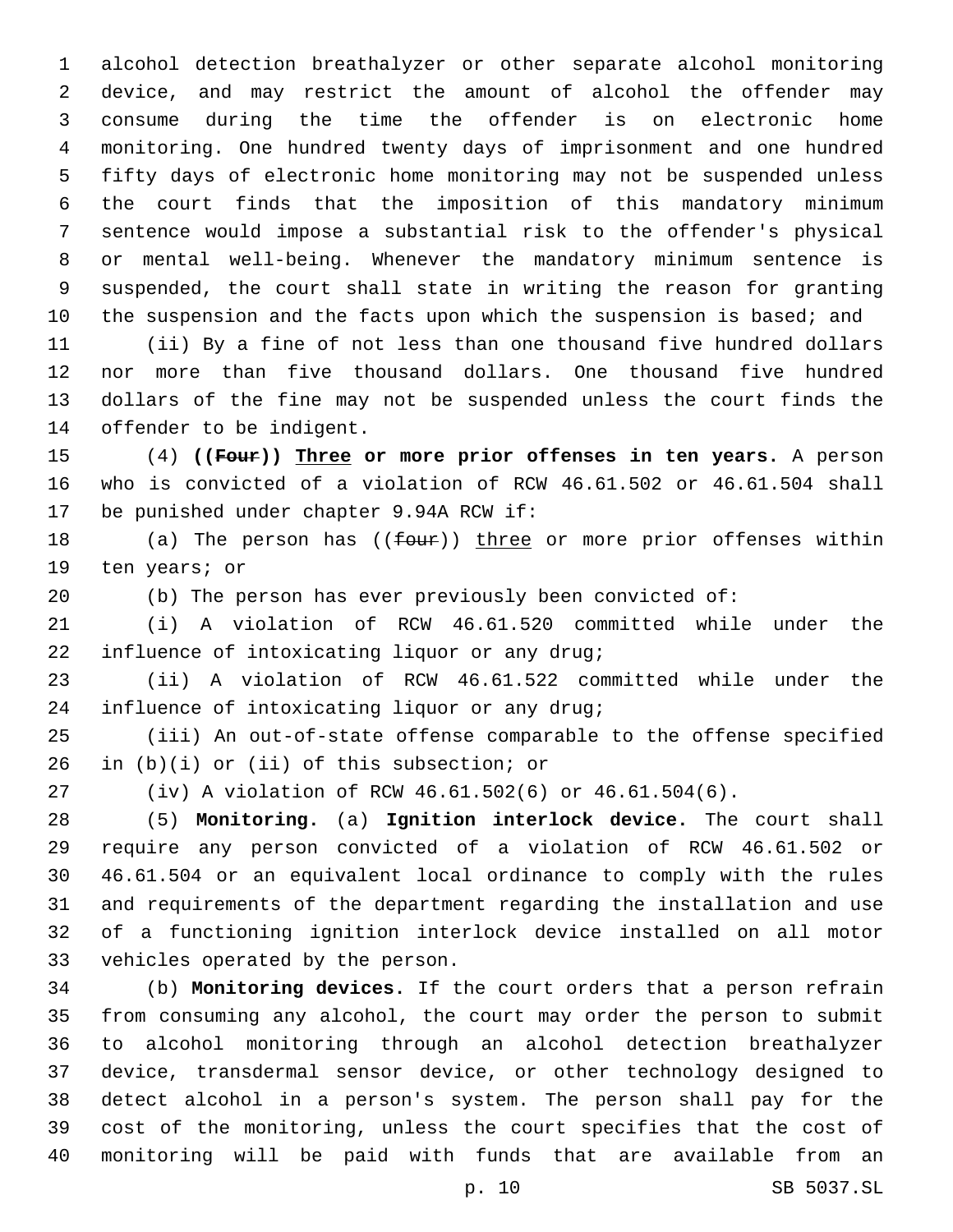alcohol detection breathalyzer or other separate alcohol monitoring device, and may restrict the amount of alcohol the offender may consume during the time the offender is on electronic home monitoring. One hundred twenty days of imprisonment and one hundred fifty days of electronic home monitoring may not be suspended unless the court finds that the imposition of this mandatory minimum sentence would impose a substantial risk to the offender's physical or mental well-being. Whenever the mandatory minimum sentence is suspended, the court shall state in writing the reason for granting the suspension and the facts upon which the suspension is based; and

(ii) By a fine of not less than one thousand five hundred dollars nor more than five thousand dollars. One thousand five hundred dollars of the fine may not be suspended unless the court finds the offender to be indigent.

(4) **((~~Four~~)) <u>Three</u> or more prior offenses in ten years.** A person who is convicted of a violation of RCW 46.61.502 or 46.61.504 shall be punished under chapter 9.94A RCW if:

(a) The person has ((~~four~~)) <u>three</u> or more prior offenses within ten years; or

(b) The person has ever previously been convicted of:

(i) A violation of RCW 46.61.520 committed while under the influence of intoxicating liquor or any drug;

(ii) A violation of RCW 46.61.522 committed while under the influence of intoxicating liquor or any drug;

(iii) An out-of-state offense comparable to the offense specified in (b)(i) or (ii) of this subsection; or

(iv) A violation of RCW 46.61.502(6) or 46.61.504(6).

(5) **Monitoring.** (a) **Ignition interlock device.** The court shall require any person convicted of a violation of RCW 46.61.502 or 46.61.504 or an equivalent local ordinance to comply with the rules and requirements of the department regarding the installation and use of a functioning ignition interlock device installed on all motor vehicles operated by the person.

(b) **Monitoring devices.** If the court orders that a person refrain from consuming any alcohol, the court may order the person to submit to alcohol monitoring through an alcohol detection breathalyzer device, transdermal sensor device, or other technology designed to detect alcohol in a person's system. The person shall pay for the cost of the monitoring, unless the court specifies that the cost of monitoring will be paid with funds that are available from an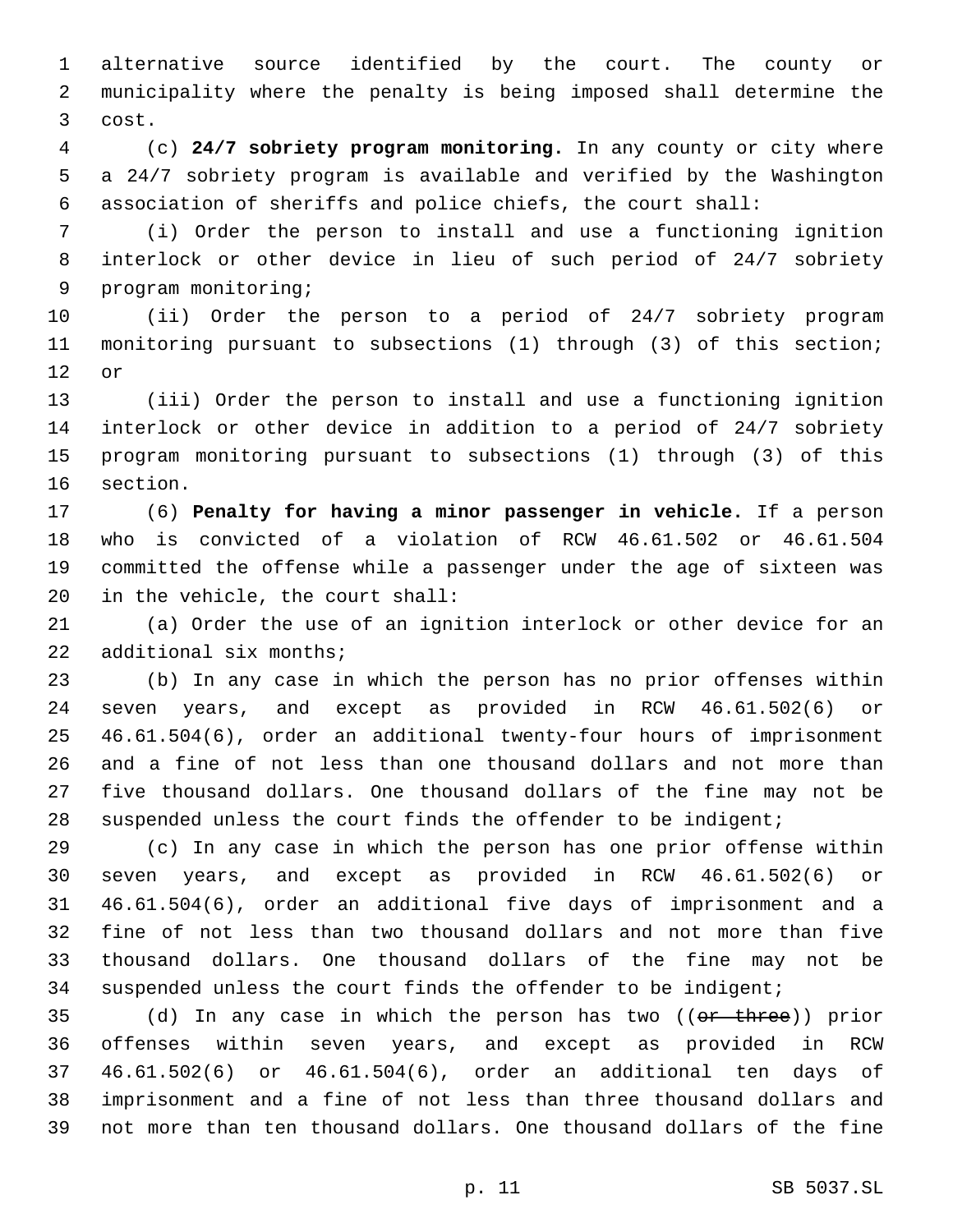alternative source identified by the court. The county or municipality where the penalty is being imposed shall determine the cost.

(c) **24/7 sobriety program monitoring.** In any county or city where a 24/7 sobriety program is available and verified by the Washington association of sheriffs and police chiefs, the court shall:

(i) Order the person to install and use a functioning ignition interlock or other device in lieu of such period of 24/7 sobriety program monitoring;

(ii) Order the person to a period of 24/7 sobriety program monitoring pursuant to subsections (1) through (3) of this section; or

(iii) Order the person to install and use a functioning ignition interlock or other device in addition to a period of 24/7 sobriety program monitoring pursuant to subsections (1) through (3) of this section.

(6) **Penalty for having a minor passenger in vehicle.** If a person who is convicted of a violation of RCW 46.61.502 or 46.61.504 committed the offense while a passenger under the age of sixteen was in the vehicle, the court shall:

(a) Order the use of an ignition interlock or other device for an additional six months;

(b) In any case in which the person has no prior offenses within seven years, and except as provided in RCW 46.61.502(6) or 46.61.504(6), order an additional twenty-four hours of imprisonment and a fine of not less than one thousand dollars and not more than five thousand dollars. One thousand dollars of the fine may not be suspended unless the court finds the offender to be indigent;

(c) In any case in which the person has one prior offense within seven years, and except as provided in RCW 46.61.502(6) or 46.61.504(6), order an additional five days of imprisonment and a fine of not less than two thousand dollars and not more than five thousand dollars. One thousand dollars of the fine may not be suspended unless the court finds the offender to be indigent;

(d) In any case in which the person has two ((~~or three~~)) prior offenses within seven years, and except as provided in RCW 46.61.502(6) or 46.61.504(6), order an additional ten days of imprisonment and a fine of not less than three thousand dollars and not more than ten thousand dollars. One thousand dollars of the fine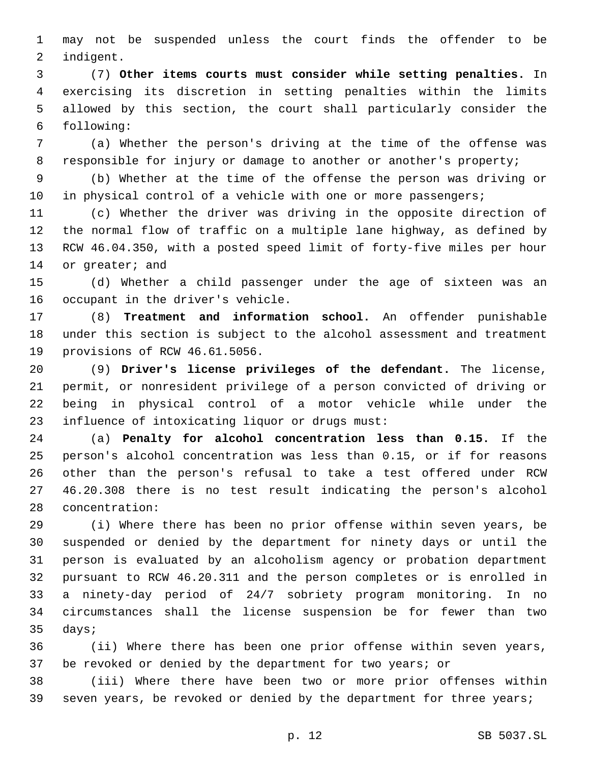may not be suspended unless the court finds the offender to be indigent.

(7) **Other items courts must consider while setting penalties.** In exercising its discretion in setting penalties within the limits allowed by this section, the court shall particularly consider the following:

(a) Whether the person's driving at the time of the offense was responsible for injury or damage to another or another's property;

(b) Whether at the time of the offense the person was driving or in physical control of a vehicle with one or more passengers;

(c) Whether the driver was driving in the opposite direction of the normal flow of traffic on a multiple lane highway, as defined by RCW 46.04.350, with a posted speed limit of forty-five miles per hour or greater; and

(d) Whether a child passenger under the age of sixteen was an occupant in the driver's vehicle.

(8) **Treatment and information school.** An offender punishable under this section is subject to the alcohol assessment and treatment provisions of RCW 46.61.5056.

(9) **Driver's license privileges of the defendant.** The license, permit, or nonresident privilege of a person convicted of driving or being in physical control of a motor vehicle while under the influence of intoxicating liquor or drugs must:

(a) **Penalty for alcohol concentration less than 0.15.** If the person's alcohol concentration was less than 0.15, or if for reasons other than the person's refusal to take a test offered under RCW 46.20.308 there is no test result indicating the person's alcohol concentration:

(i) Where there has been no prior offense within seven years, be suspended or denied by the department for ninety days or until the person is evaluated by an alcoholism agency or probation department pursuant to RCW 46.20.311 and the person completes or is enrolled in a ninety-day period of 24/7 sobriety program monitoring. In no circumstances shall the license suspension be for fewer than two days;

(ii) Where there has been one prior offense within seven years, be revoked or denied by the department for two years; or

(iii) Where there have been two or more prior offenses within seven years, be revoked or denied by the department for three years;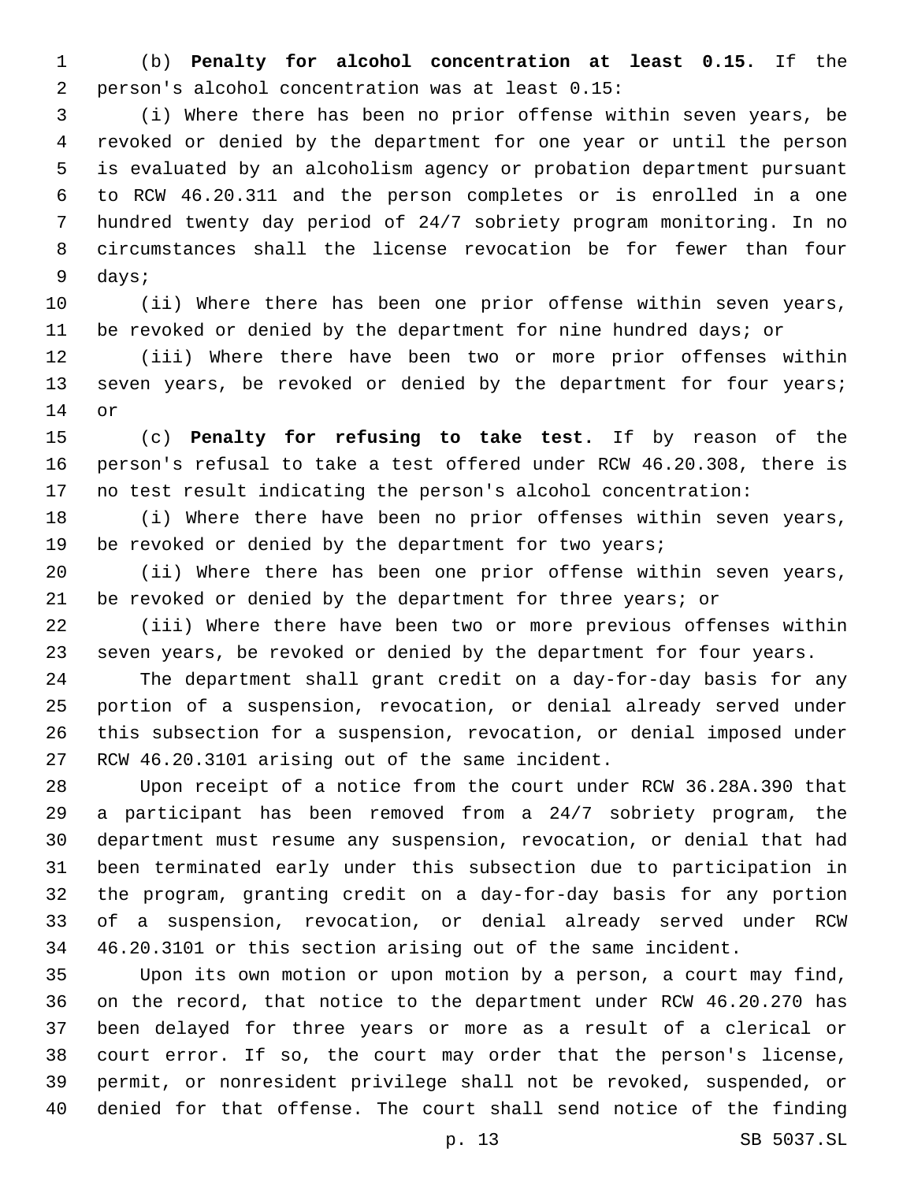(b) **Penalty for alcohol concentration at least 0.15.** If the person's alcohol concentration was at least 0.15:

(i) Where there has been no prior offense within seven years, be revoked or denied by the department for one year or until the person is evaluated by an alcoholism agency or probation department pursuant to RCW 46.20.311 and the person completes or is enrolled in a one hundred twenty day period of 24/7 sobriety program monitoring. In no circumstances shall the license revocation be for fewer than four days;

(ii) Where there has been one prior offense within seven years, be revoked or denied by the department for nine hundred days; or

(iii) Where there have been two or more prior offenses within seven years, be revoked or denied by the department for four years; or

(c) **Penalty for refusing to take test.** If by reason of the person's refusal to take a test offered under RCW 46.20.308, there is no test result indicating the person's alcohol concentration:

(i) Where there have been no prior offenses within seven years, be revoked or denied by the department for two years;

(ii) Where there has been one prior offense within seven years, be revoked or denied by the department for three years; or

(iii) Where there have been two or more previous offenses within seven years, be revoked or denied by the department for four years.

The department shall grant credit on a day-for-day basis for any portion of a suspension, revocation, or denial already served under this subsection for a suspension, revocation, or denial imposed under RCW 46.20.3101 arising out of the same incident.

Upon receipt of a notice from the court under RCW 36.28A.390 that a participant has been removed from a 24/7 sobriety program, the department must resume any suspension, revocation, or denial that had been terminated early under this subsection due to participation in the program, granting credit on a day-for-day basis for any portion of a suspension, revocation, or denial already served under RCW 46.20.3101 or this section arising out of the same incident.

Upon its own motion or upon motion by a person, a court may find, on the record, that notice to the department under RCW 46.20.270 has been delayed for three years or more as a result of a clerical or court error. If so, the court may order that the person's license, permit, or nonresident privilege shall not be revoked, suspended, or denied for that offense. The court shall send notice of the finding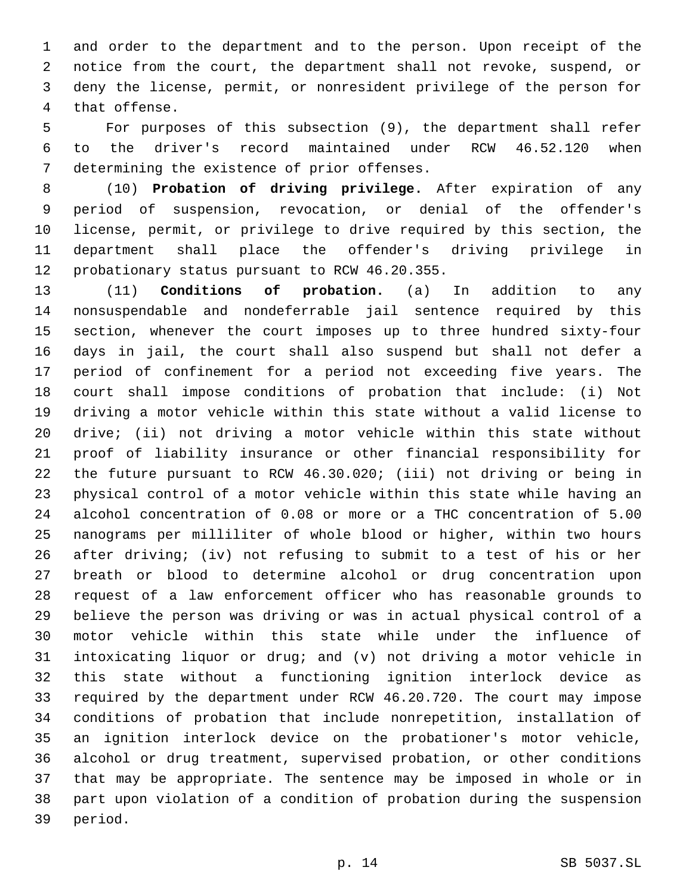and order to the department and to the person. Upon receipt of the notice from the court, the department shall not revoke, suspend, or deny the license, permit, or nonresident privilege of the person for that offense.

For purposes of this subsection (9), the department shall refer to the driver's record maintained under RCW 46.52.120 when determining the existence of prior offenses.

(10) **Probation of driving privilege.** After expiration of any period of suspension, revocation, or denial of the offender's license, permit, or privilege to drive required by this section, the department shall place the offender's driving privilege in probationary status pursuant to RCW 46.20.355.

(11) **Conditions of probation.** (a) In addition to any nonsuspendable and nondeferrable jail sentence required by this section, whenever the court imposes up to three hundred sixty-four days in jail, the court shall also suspend but shall not defer a period of confinement for a period not exceeding five years. The court shall impose conditions of probation that include: (i) Not driving a motor vehicle within this state without a valid license to drive; (ii) not driving a motor vehicle within this state without proof of liability insurance or other financial responsibility for the future pursuant to RCW 46.30.020; (iii) not driving or being in physical control of a motor vehicle within this state while having an alcohol concentration of 0.08 or more or a THC concentration of 5.00 nanograms per milliliter of whole blood or higher, within two hours after driving; (iv) not refusing to submit to a test of his or her breath or blood to determine alcohol or drug concentration upon request of a law enforcement officer who has reasonable grounds to believe the person was driving or was in actual physical control of a motor vehicle within this state while under the influence of intoxicating liquor or drug; and (v) not driving a motor vehicle in this state without a functioning ignition interlock device as required by the department under RCW 46.20.720. The court may impose conditions of probation that include nonrepetition, installation of an ignition interlock device on the probationer's motor vehicle, alcohol or drug treatment, supervised probation, or other conditions that may be appropriate. The sentence may be imposed in whole or in part upon violation of a condition of probation during the suspension period.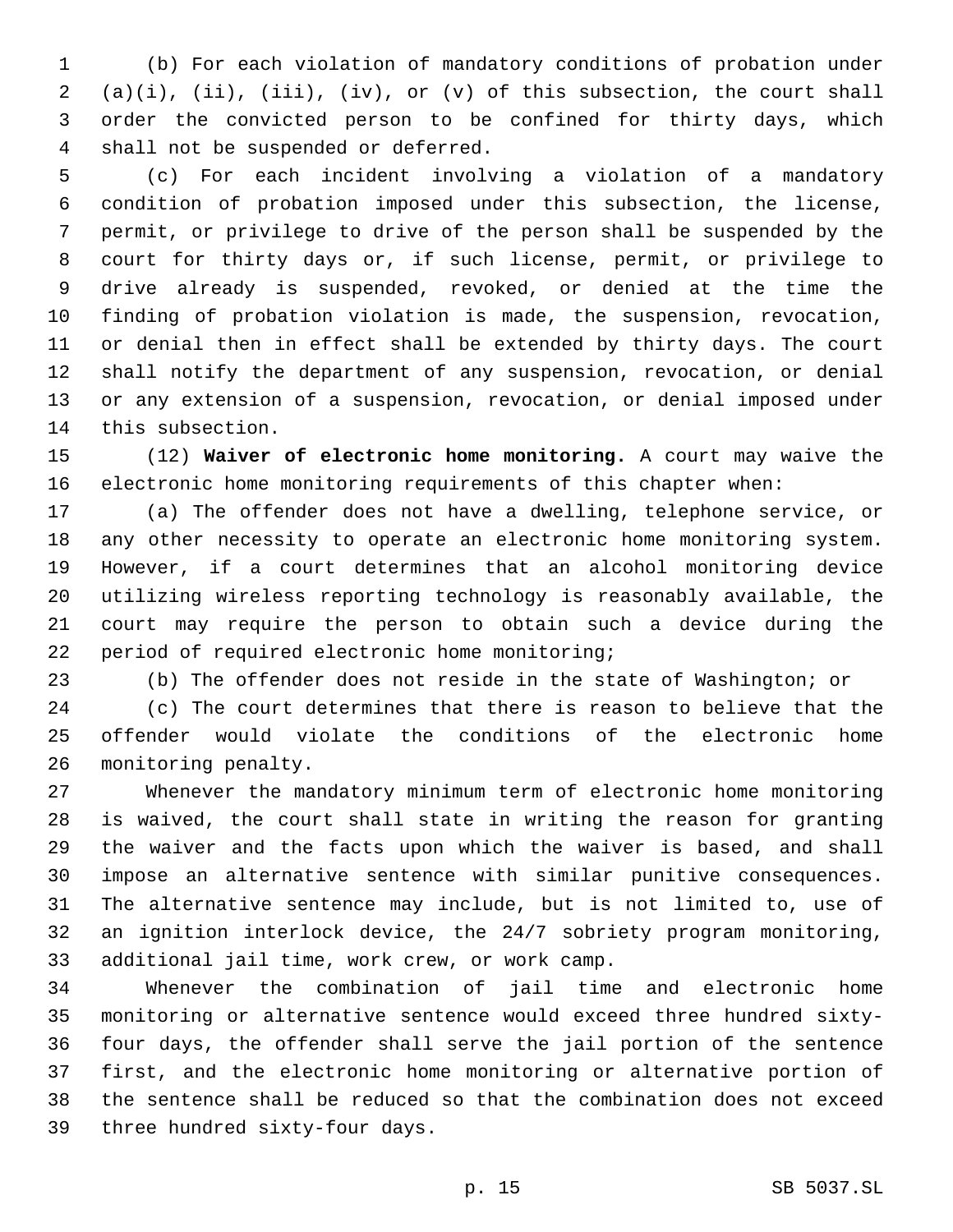(b) For each violation of mandatory conditions of probation under (a)(i), (ii), (iii), (iv), or (v) of this subsection, the court shall order the convicted person to be confined for thirty days, which shall not be suspended or deferred.

(c) For each incident involving a violation of a mandatory condition of probation imposed under this subsection, the license, permit, or privilege to drive of the person shall be suspended by the court for thirty days or, if such license, permit, or privilege to drive already is suspended, revoked, or denied at the time the finding of probation violation is made, the suspension, revocation, or denial then in effect shall be extended by thirty days. The court shall notify the department of any suspension, revocation, or denial or any extension of a suspension, revocation, or denial imposed under this subsection.

(12) **Waiver of electronic home monitoring.** A court may waive the electronic home monitoring requirements of this chapter when:

(a) The offender does not have a dwelling, telephone service, or any other necessity to operate an electronic home monitoring system. However, if a court determines that an alcohol monitoring device utilizing wireless reporting technology is reasonably available, the court may require the person to obtain such a device during the period of required electronic home monitoring;

(b) The offender does not reside in the state of Washington; or

(c) The court determines that there is reason to believe that the offender would violate the conditions of the electronic home monitoring penalty.

Whenever the mandatory minimum term of electronic home monitoring is waived, the court shall state in writing the reason for granting the waiver and the facts upon which the waiver is based, and shall impose an alternative sentence with similar punitive consequences. The alternative sentence may include, but is not limited to, use of an ignition interlock device, the 24/7 sobriety program monitoring, additional jail time, work crew, or work camp.

Whenever the combination of jail time and electronic home monitoring or alternative sentence would exceed three hundred sixty-four days, the offender shall serve the jail portion of the sentence first, and the electronic home monitoring or alternative portion of the sentence shall be reduced so that the combination does not exceed three hundred sixty-four days.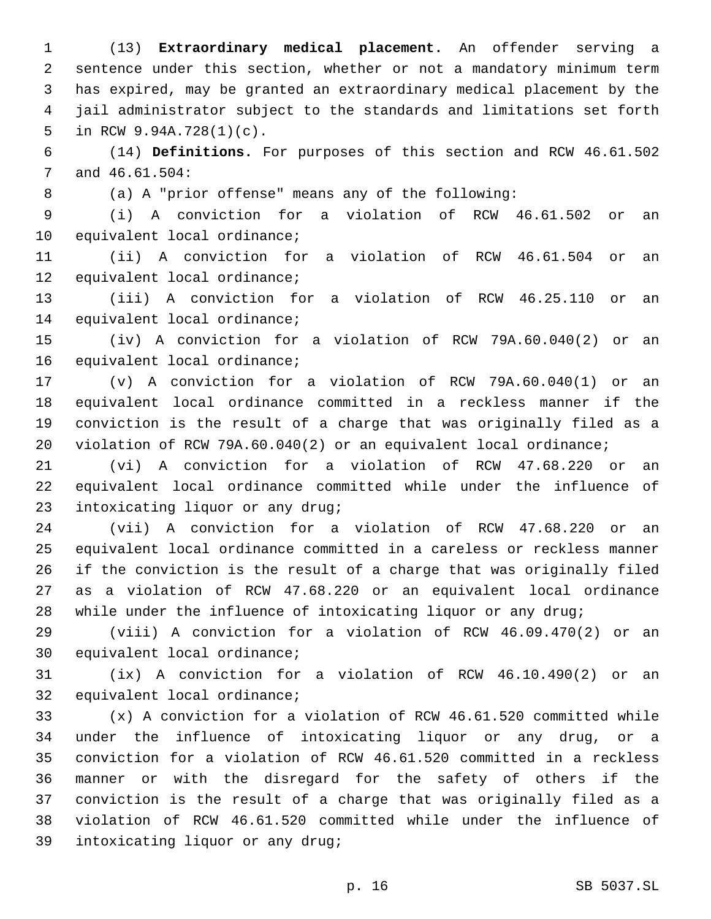(13) **Extraordinary medical placement.** An offender serving a sentence under this section, whether or not a mandatory minimum term has expired, may be granted an extraordinary medical placement by the jail administrator subject to the standards and limitations set forth in RCW 9.94A.728(1)(c).

(14) **Definitions.** For purposes of this section and RCW 46.61.502 and 46.61.504:

(a) A "prior offense" means any of the following:

(i) A conviction for a violation of RCW 46.61.502 or an equivalent local ordinance;

(ii) A conviction for a violation of RCW 46.61.504 or an equivalent local ordinance;

(iii) A conviction for a violation of RCW 46.25.110 or an equivalent local ordinance;

(iv) A conviction for a violation of RCW 79A.60.040(2) or an equivalent local ordinance;

(v) A conviction for a violation of RCW 79A.60.040(1) or an equivalent local ordinance committed in a reckless manner if the conviction is the result of a charge that was originally filed as a violation of RCW 79A.60.040(2) or an equivalent local ordinance;

(vi) A conviction for a violation of RCW 47.68.220 or an equivalent local ordinance committed while under the influence of intoxicating liquor or any drug;

(vii) A conviction for a violation of RCW 47.68.220 or an equivalent local ordinance committed in a careless or reckless manner if the conviction is the result of a charge that was originally filed as a violation of RCW 47.68.220 or an equivalent local ordinance while under the influence of intoxicating liquor or any drug;

(viii) A conviction for a violation of RCW 46.09.470(2) or an equivalent local ordinance;

(ix) A conviction for a violation of RCW 46.10.490(2) or an equivalent local ordinance;

(x) A conviction for a violation of RCW 46.61.520 committed while under the influence of intoxicating liquor or any drug, or a conviction for a violation of RCW 46.61.520 committed in a reckless manner or with the disregard for the safety of others if the conviction is the result of a charge that was originally filed as a violation of RCW 46.61.520 committed while under the influence of intoxicating liquor or any drug;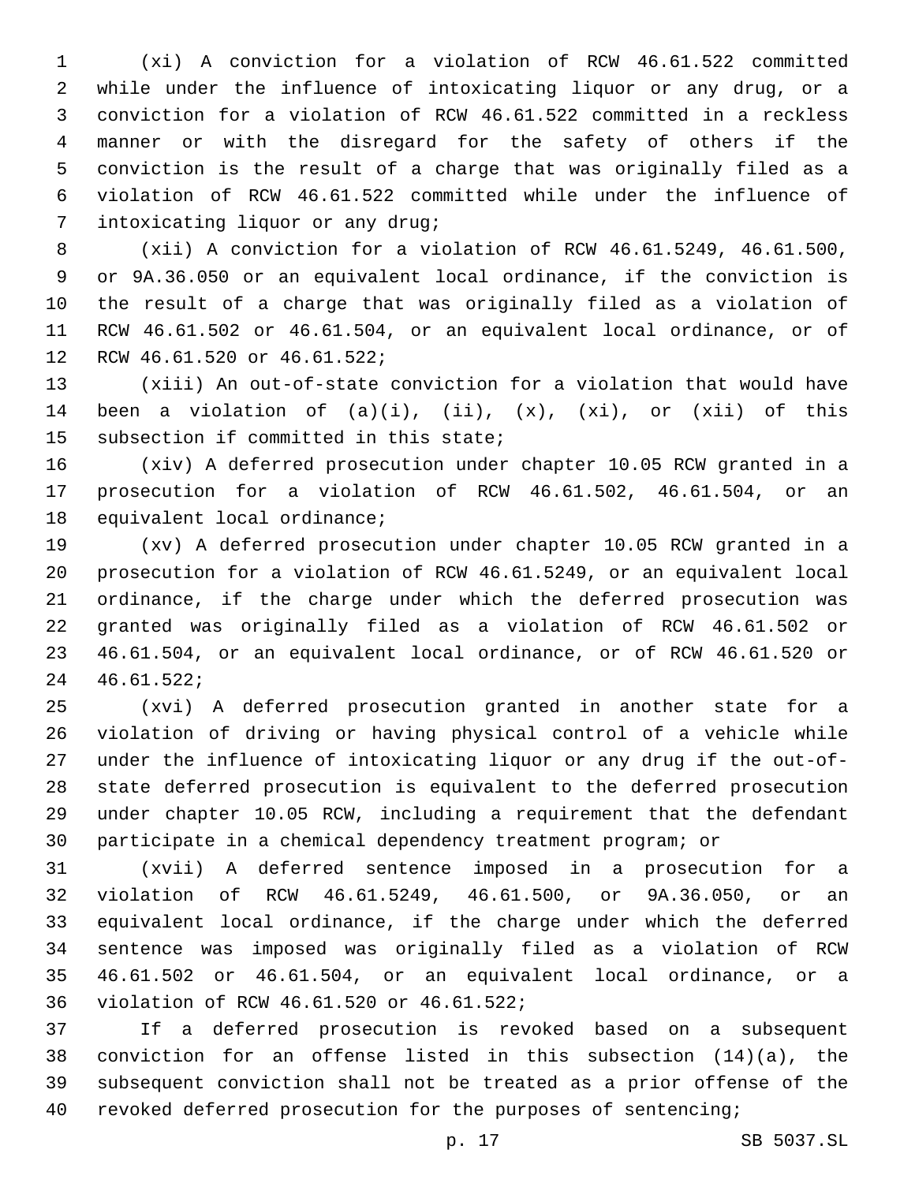(xi) A conviction for a violation of RCW 46.61.522 committed while under the influence of intoxicating liquor or any drug, or a conviction for a violation of RCW 46.61.522 committed in a reckless manner or with the disregard for the safety of others if the conviction is the result of a charge that was originally filed as a violation of RCW 46.61.522 committed while under the influence of intoxicating liquor or any drug;

(xii) A conviction for a violation of RCW 46.61.5249, 46.61.500, or 9A.36.050 or an equivalent local ordinance, if the conviction is the result of a charge that was originally filed as a violation of RCW 46.61.502 or 46.61.504, or an equivalent local ordinance, or of RCW 46.61.520 or 46.61.522;

(xiii) An out-of-state conviction for a violation that would have been a violation of (a)(i), (ii), (x), (xi), or (xii) of this subsection if committed in this state;

(xiv) A deferred prosecution under chapter 10.05 RCW granted in a prosecution for a violation of RCW 46.61.502, 46.61.504, or an equivalent local ordinance;

(xv) A deferred prosecution under chapter 10.05 RCW granted in a prosecution for a violation of RCW 46.61.5249, or an equivalent local ordinance, if the charge under which the deferred prosecution was granted was originally filed as a violation of RCW 46.61.502 or 46.61.504, or an equivalent local ordinance, or of RCW 46.61.520 or 46.61.522;

(xvi) A deferred prosecution granted in another state for a violation of driving or having physical control of a vehicle while under the influence of intoxicating liquor or any drug if the out-of-state deferred prosecution is equivalent to the deferred prosecution under chapter 10.05 RCW, including a requirement that the defendant participate in a chemical dependency treatment program; or

(xvii) A deferred sentence imposed in a prosecution for a violation of RCW 46.61.5249, 46.61.500, or 9A.36.050, or an equivalent local ordinance, if the charge under which the deferred sentence was imposed was originally filed as a violation of RCW 46.61.502 or 46.61.504, or an equivalent local ordinance, or a violation of RCW 46.61.520 or 46.61.522;

If a deferred prosecution is revoked based on a subsequent conviction for an offense listed in this subsection (14)(a), the subsequent conviction shall not be treated as a prior offense of the revoked deferred prosecution for the purposes of sentencing;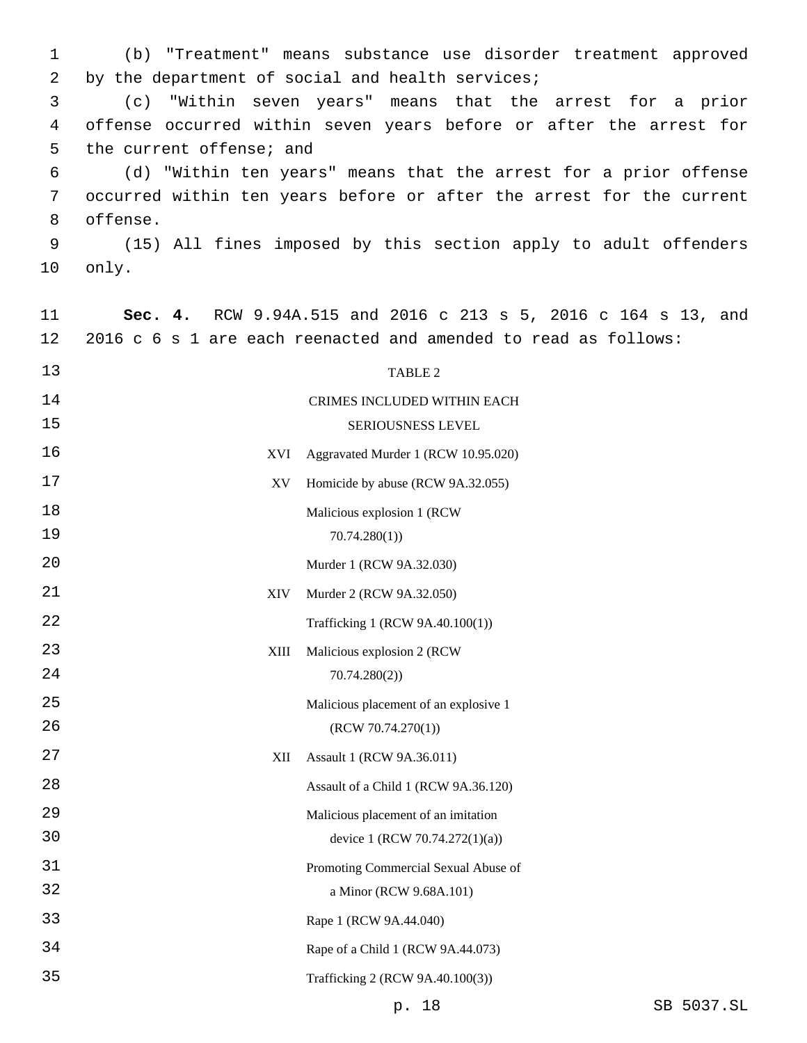(b) "Treatment" means substance use disorder treatment approved by the department of social and health services;

(c) "Within seven years" means that the arrest for a prior offense occurred within seven years before or after the arrest for the current offense; and

(d) "Within ten years" means that the arrest for a prior offense occurred within ten years before or after the arrest for the current offense.

(15) All fines imposed by this section apply to adult offenders only.

**Sec. 4.** RCW 9.94A.515 and 2016 c 213 s 5, 2016 c 164 s 13, and 2016 c 6 s 1 are each reenacted and amended to read as follows:

TABLE 2

CRIMES INCLUDED WITHIN EACH SERIOUSNESS LEVEL

| | |
|---|---|
| XVI | Aggravated Murder 1 (RCW 10.95.020) |
| XV | Homicide by abuse (RCW 9A.32.055) |
| | Malicious explosion 1 (RCW 70.74.280(1)) |
| | Murder 1 (RCW 9A.32.030) |
| XIV | Murder 2 (RCW 9A.32.050) |
| | Trafficking 1 (RCW 9A.40.100(1)) |
| XIII | Malicious explosion 2 (RCW 70.74.280(2)) |
| | Malicious placement of an explosive 1 (RCW 70.74.270(1)) |
| XII | Assault 1 (RCW 9A.36.011) |
| | Assault of a Child 1 (RCW 9A.36.120) |
| | Malicious placement of an imitation device 1 (RCW 70.74.272(1)(a)) |
| | Promoting Commercial Sexual Abuse of a Minor (RCW 9.68A.101) |
| | Rape 1 (RCW 9A.44.040) |
| | Rape of a Child 1 (RCW 9A.44.073) |
| | Trafficking 2 (RCW 9A.40.100(3)) |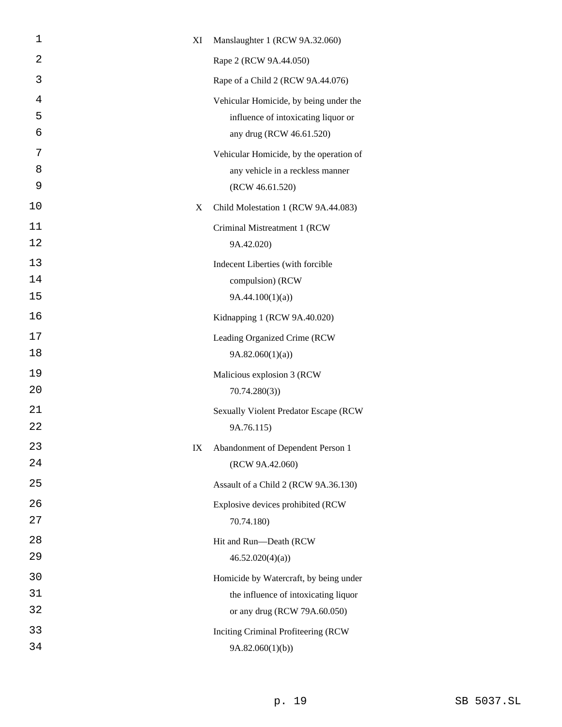| | |
|---|---|
| XI | Manslaughter 1 (RCW 9A.32.060) |
| | Rape 2 (RCW 9A.44.050) |
| | Rape of a Child 2 (RCW 9A.44.076) |
| | Vehicular Homicide, by being under the influence of intoxicating liquor or any drug (RCW 46.61.520) |
| | Vehicular Homicide, by the operation of any vehicle in a reckless manner (RCW 46.61.520) |
| X | Child Molestation 1 (RCW 9A.44.083) |
| | Criminal Mistreatment 1 (RCW 9A.42.020) |
| | Indecent Liberties (with forcible compulsion) (RCW 9A.44.100(1)(a)) |
| | Kidnapping 1 (RCW 9A.40.020) |
| | Leading Organized Crime (RCW 9A.82.060(1)(a)) |
| | Malicious explosion 3 (RCW 70.74.280(3)) |
| | Sexually Violent Predator Escape (RCW 9A.76.115) |
| IX | Abandonment of Dependent Person 1 (RCW 9A.42.060) |
| | Assault of a Child 2 (RCW 9A.36.130) |
| | Explosive devices prohibited (RCW 70.74.180) |
| | Hit and Run—Death (RCW 46.52.020(4)(a)) |
| | Homicide by Watercraft, by being under the influence of intoxicating liquor or any drug (RCW 79A.60.050) |
| | Inciting Criminal Profiteering (RCW 9A.82.060(1)(b)) |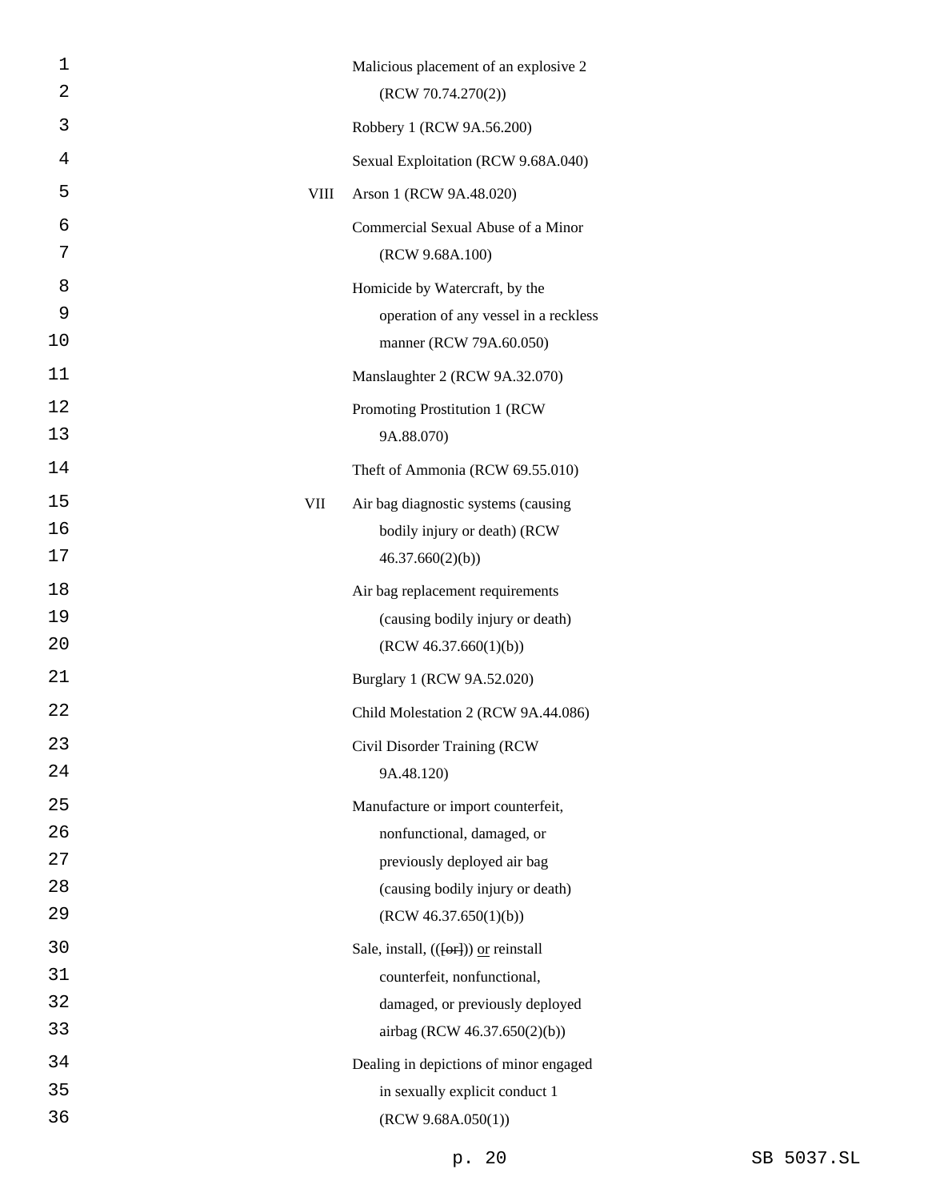| | |
|---|---|
| | Malicious placement of an explosive 2 (RCW 70.74.270(2)) |
| | Robbery 1 (RCW 9A.56.200) |
| | Sexual Exploitation (RCW 9.68A.040) |
| VIII | Arson 1 (RCW 9A.48.020) |
| | Commercial Sexual Abuse of a Minor (RCW 9.68A.100) |
| | Homicide by Watercraft, by the operation of any vessel in a reckless manner (RCW 79A.60.050) |
| | Manslaughter 2 (RCW 9A.32.070) |
| | Promoting Prostitution 1 (RCW 9A.88.070) |
| | Theft of Ammonia (RCW 69.55.010) |
| VII | Air bag diagnostic systems (causing bodily injury or death) (RCW 46.37.660(2)(b)) |
| | Air bag replacement requirements (causing bodily injury or death) (RCW 46.37.660(1)(b)) |
| | Burglary 1 (RCW 9A.52.020) |
| | Child Molestation 2 (RCW 9A.44.086) |
| | Civil Disorder Training (RCW 9A.48.120) |
| | Manufacture or import counterfeit, nonfunctional, damaged, or previously deployed air bag (causing bodily injury or death) (RCW 46.37.650(1)(b)) |
| | Sale, install, (([or])) or reinstall counterfeit, nonfunctional, damaged, or previously deployed airbag (RCW 46.37.650(2)(b)) |
| | Dealing in depictions of minor engaged in sexually explicit conduct 1 (RCW 9.68A.050(1)) |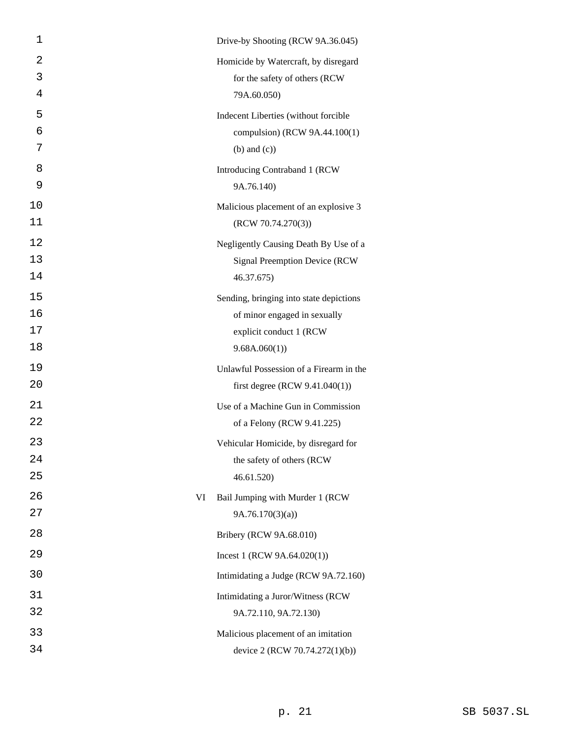| | |
|---|---|
| | Drive-by Shooting (RCW 9A.36.045) |
| | Homicide by Watercraft, by disregard for the safety of others (RCW 79A.60.050) |
| | Indecent Liberties (without forcible compulsion) (RCW 9A.44.100(1) (b) and (c)) |
| | Introducing Contraband 1 (RCW 9A.76.140) |
| | Malicious placement of an explosive 3 (RCW 70.74.270(3)) |
| | Negligently Causing Death By Use of a Signal Preemption Device (RCW 46.37.675) |
| | Sending, bringing into state depictions of minor engaged in sexually explicit conduct 1 (RCW 9.68A.060(1)) |
| | Unlawful Possession of a Firearm in the first degree (RCW 9.41.040(1)) |
| | Use of a Machine Gun in Commission of a Felony (RCW 9.41.225) |
| | Vehicular Homicide, by disregard for the safety of others (RCW 46.61.520) |
| VI | Bail Jumping with Murder 1 (RCW 9A.76.170(3)(a)) |
| | Bribery (RCW 9A.68.010) |
| | Incest 1 (RCW 9A.64.020(1)) |
| | Intimidating a Judge (RCW 9A.72.160) |
| | Intimidating a Juror/Witness (RCW 9A.72.110, 9A.72.130) |
| | Malicious placement of an imitation device 2 (RCW 70.74.272(1)(b)) |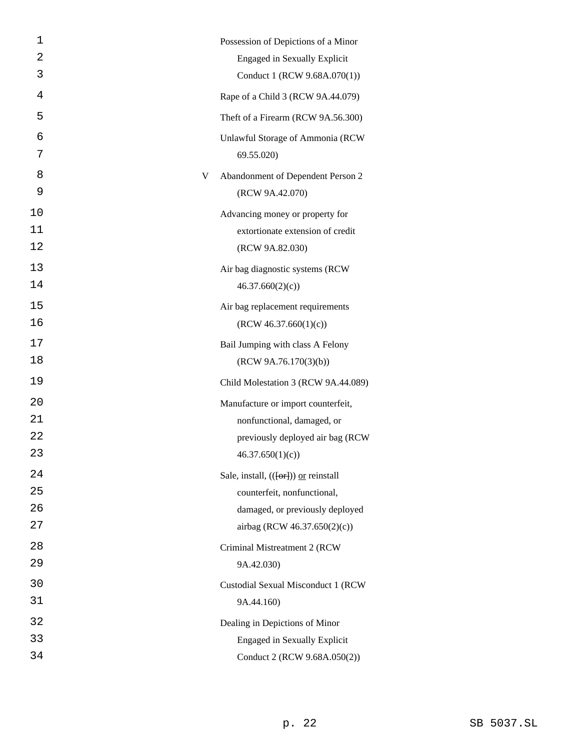| | |
|---|---|
| | Possession of Depictions of a Minor Engaged in Sexually Explicit Conduct 1 (RCW 9.68A.070(1)) |
| | Rape of a Child 3 (RCW 9A.44.079) |
| | Theft of a Firearm (RCW 9A.56.300) |
| | Unlawful Storage of Ammonia (RCW 69.55.020) |
| V | Abandonment of Dependent Person 2 (RCW 9A.42.070) |
| | Advancing money or property for extortionate extension of credit (RCW 9A.82.030) |
| | Air bag diagnostic systems (RCW 46.37.660(2)(c)) |
| | Air bag replacement requirements (RCW 46.37.660(1)(c)) |
| | Bail Jumping with class A Felony (RCW 9A.76.170(3)(b)) |
| | Child Molestation 3 (RCW 9A.44.089) |
| | Manufacture or import counterfeit, nonfunctional, damaged, or previously deployed air bag (RCW 46.37.650(1)(c)) |
| | Sale, install, (([or])) <u>or</u> reinstall counterfeit, nonfunctional, damaged, or previously deployed airbag (RCW 46.37.650(2)(c)) |
| | Criminal Mistreatment 2 (RCW 9A.42.030) |
| | Custodial Sexual Misconduct 1 (RCW 9A.44.160) |
| | Dealing in Depictions of Minor Engaged in Sexually Explicit Conduct 2 (RCW 9.68A.050(2)) |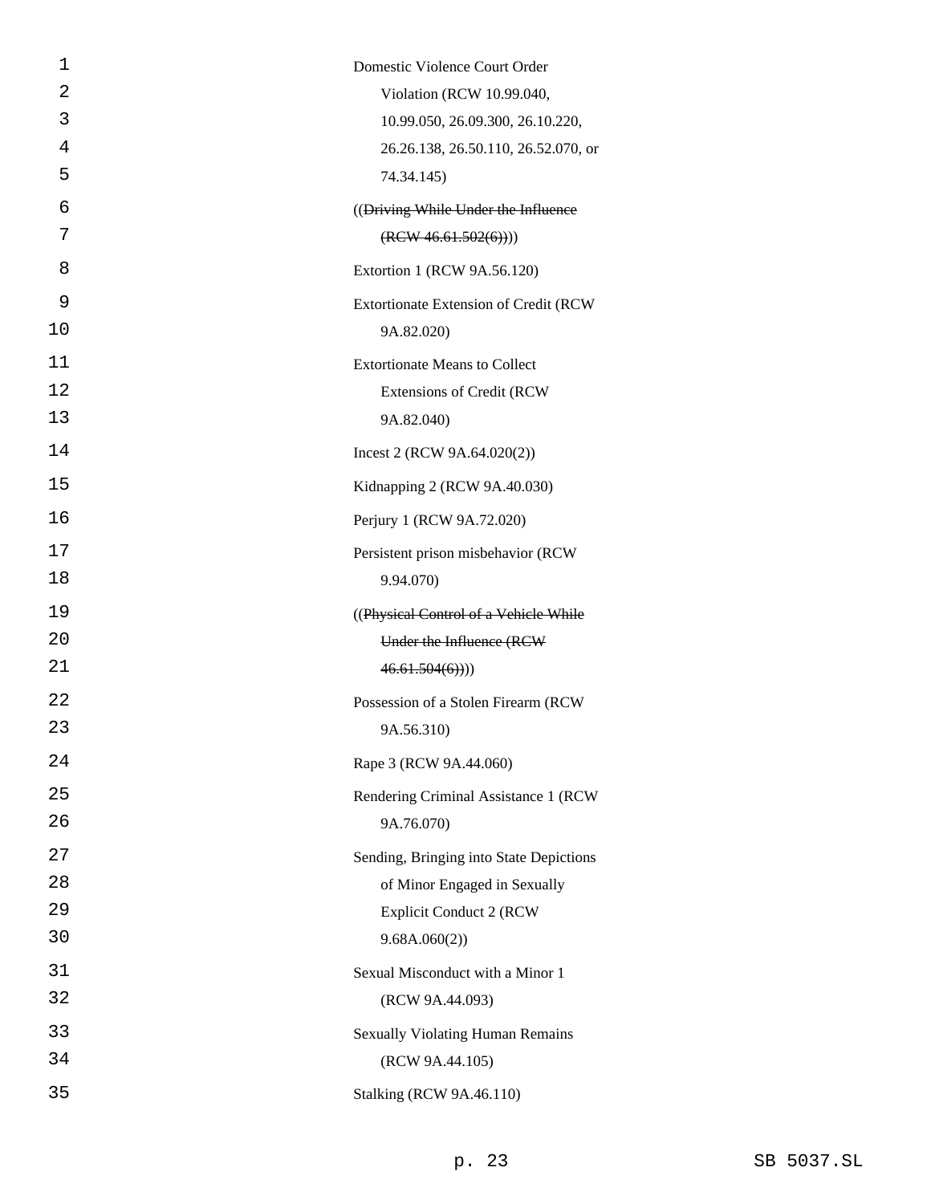Domestic Violence Court Order Violation (RCW 10.99.040, 10.99.050, 26.09.300, 26.10.220, 26.26.138, 26.50.110, 26.52.070, or 74.34.145)

((~~Driving While Under the Influence (RCW 46.61.502(6))~~))

Extortion 1 (RCW 9A.56.120)

Extortionate Extension of Credit (RCW 9A.82.020)

Extortionate Means to Collect Extensions of Credit (RCW 9A.82.040)

Incest 2 (RCW 9A.64.020(2))

Kidnapping 2 (RCW 9A.40.030)

Perjury 1 (RCW 9A.72.020)

Persistent prison misbehavior (RCW 9.94.070)

((~~Physical Control of a Vehicle While Under the Influence (RCW 46.61.504(6))~~))

Possession of a Stolen Firearm (RCW 9A.56.310)

Rape 3 (RCW 9A.44.060)

Rendering Criminal Assistance 1 (RCW 9A.76.070)

Sending, Bringing into State Depictions of Minor Engaged in Sexually Explicit Conduct 2 (RCW 9.68A.060(2))

Sexual Misconduct with a Minor 1 (RCW 9A.44.093)

Sexually Violating Human Remains (RCW 9A.44.105)

Stalking (RCW 9A.46.110)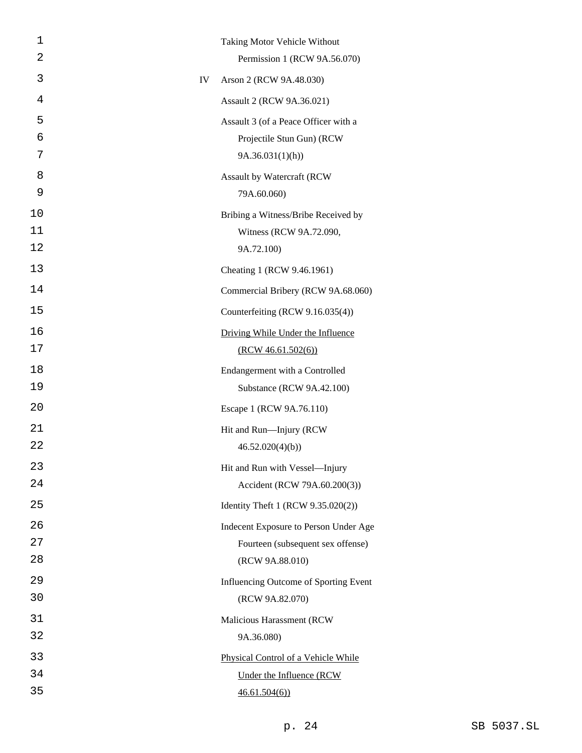| | |
|---|---|
| | Taking Motor Vehicle Without Permission 1 (RCW 9A.56.070) |
| IV | Arson 2 (RCW 9A.48.030) |
| | Assault 2 (RCW 9A.36.021) |
| | Assault 3 (of a Peace Officer with a Projectile Stun Gun) (RCW 9A.36.031(1)(h)) |
| | Assault by Watercraft (RCW 79A.60.060) |
| | Bribing a Witness/Bribe Received by Witness (RCW 9A.72.090, 9A.72.100) |
| | Cheating 1 (RCW 9.46.1961) |
| | Commercial Bribery (RCW 9A.68.060) |
| | Counterfeiting (RCW 9.16.035(4)) |
| | <u>Driving While Under the Influence (RCW 46.61.502(6))</u> |
| | Endangerment with a Controlled Substance (RCW 9A.42.100) |
| | Escape 1 (RCW 9A.76.110) |
| | Hit and Run—Injury (RCW 46.52.020(4)(b)) |
| | Hit and Run with Vessel—Injury Accident (RCW 79A.60.200(3)) |
| | Identity Theft 1 (RCW 9.35.020(2)) |
| | Indecent Exposure to Person Under Age Fourteen (subsequent sex offense) (RCW 9A.88.010) |
| | Influencing Outcome of Sporting Event (RCW 9A.82.070) |
| | Malicious Harassment (RCW 9A.36.080) |
| | <u>Physical Control of a Vehicle While Under the Influence (RCW 46.61.504(6))</u> |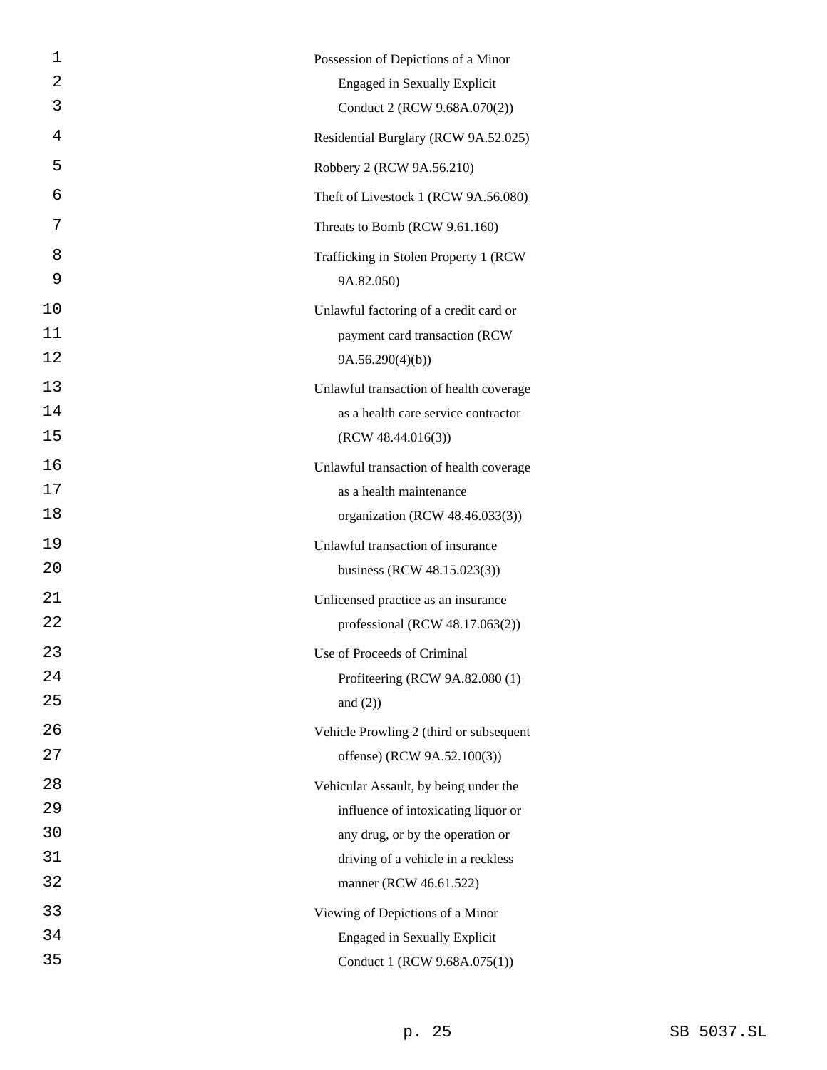Possession of Depictions of a Minor Engaged in Sexually Explicit Conduct 2 (RCW 9.68A.070(2))

Residential Burglary (RCW 9A.52.025)

Robbery 2 (RCW 9A.56.210)

Theft of Livestock 1 (RCW 9A.56.080)

Threats to Bomb (RCW 9.61.160)

Trafficking in Stolen Property 1 (RCW 9A.82.050)

Unlawful factoring of a credit card or payment card transaction (RCW 9A.56.290(4)(b))

Unlawful transaction of health coverage as a health care service contractor (RCW 48.44.016(3))

Unlawful transaction of health coverage as a health maintenance organization (RCW 48.46.033(3))

Unlawful transaction of insurance business (RCW 48.15.023(3))

Unlicensed practice as an insurance professional (RCW 48.17.063(2))

Use of Proceeds of Criminal Profiteering (RCW 9A.82.080 (1) and (2))

Vehicle Prowling 2 (third or subsequent offense) (RCW 9A.52.100(3))

Vehicular Assault, by being under the influence of intoxicating liquor or any drug, or by the operation or driving of a vehicle in a reckless manner (RCW 46.61.522)

Viewing of Depictions of a Minor Engaged in Sexually Explicit Conduct 1 (RCW 9.68A.075(1))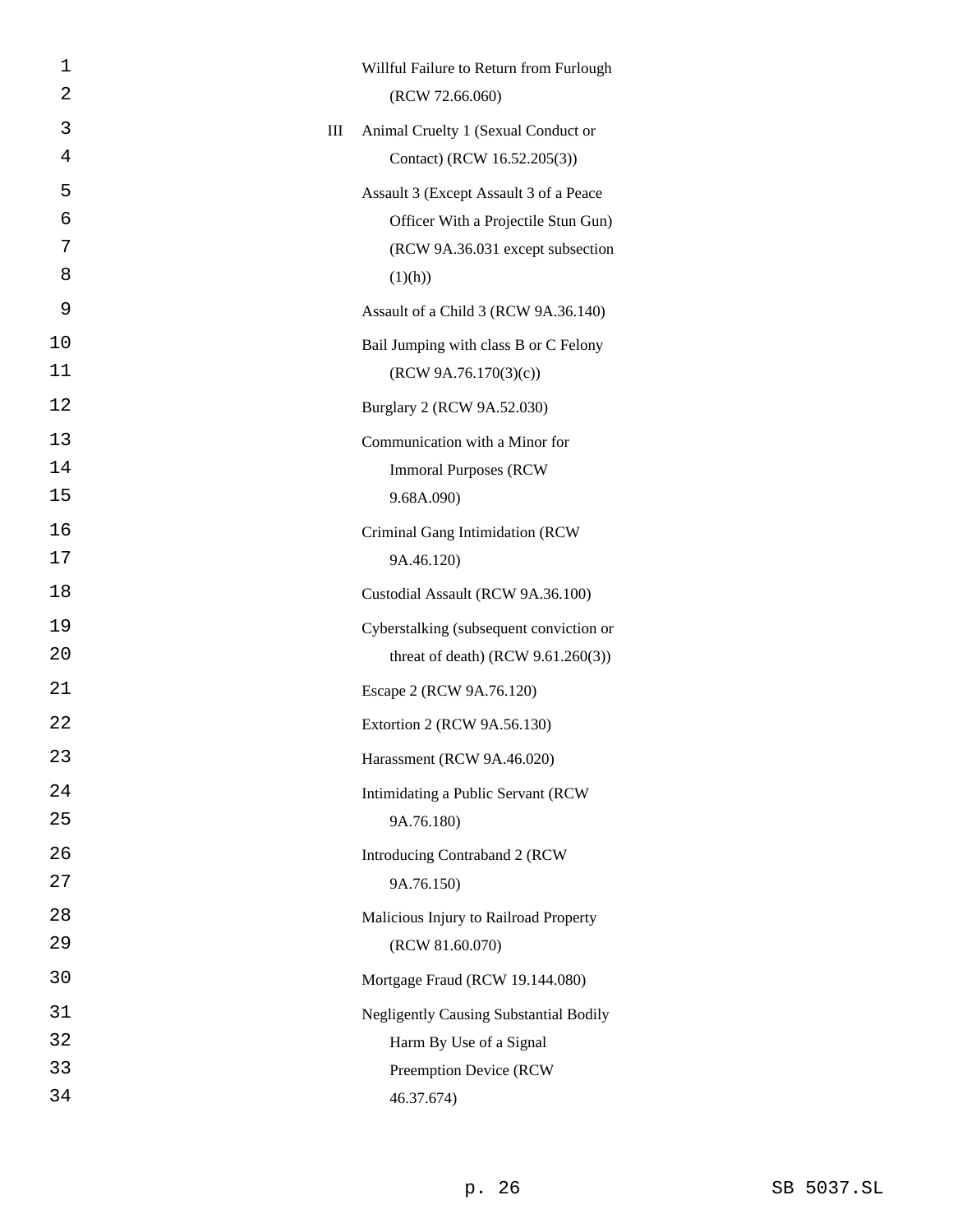| | |
|---|---|
| | Willful Failure to Return from Furlough (RCW 72.66.060) |
| III | Animal Cruelty 1 (Sexual Conduct or Contact) (RCW 16.52.205(3)) |
| | Assault 3 (Except Assault 3 of a Peace Officer With a Projectile Stun Gun) (RCW 9A.36.031 except subsection (1)(h)) |
| | Assault of a Child 3 (RCW 9A.36.140) |
| | Bail Jumping with class B or C Felony (RCW 9A.76.170(3)(c)) |
| | Burglary 2 (RCW 9A.52.030) |
| | Communication with a Minor for Immoral Purposes (RCW 9.68A.090) |
| | Criminal Gang Intimidation (RCW 9A.46.120) |
| | Custodial Assault (RCW 9A.36.100) |
| | Cyberstalking (subsequent conviction or threat of death) (RCW 9.61.260(3)) |
| | Escape 2 (RCW 9A.76.120) |
| | Extortion 2 (RCW 9A.56.130) |
| | Harassment (RCW 9A.46.020) |
| | Intimidating a Public Servant (RCW 9A.76.180) |
| | Introducing Contraband 2 (RCW 9A.76.150) |
| | Malicious Injury to Railroad Property (RCW 81.60.070) |
| | Mortgage Fraud (RCW 19.144.080) |
| | Negligently Causing Substantial Bodily Harm By Use of a Signal Preemption Device (RCW 46.37.674) |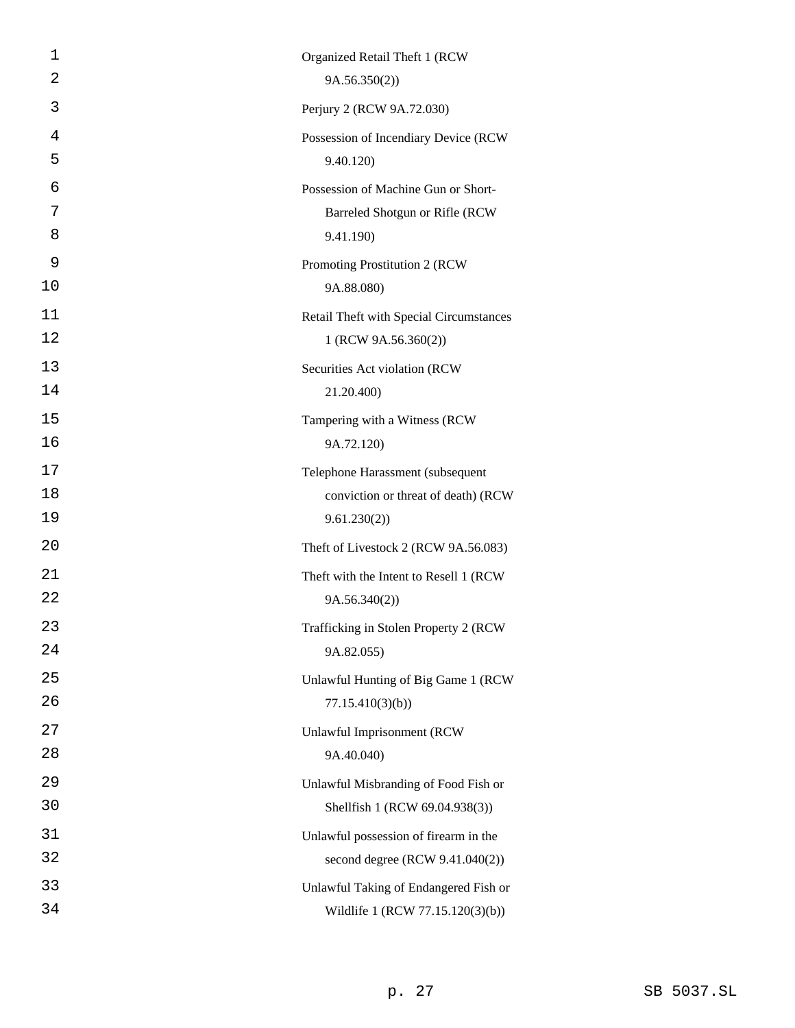Organized Retail Theft 1 (RCW 9A.56.350(2))

Perjury 2 (RCW 9A.72.030)

Possession of Incendiary Device (RCW 9.40.120)

Possession of Machine Gun or Short-Barreled Shotgun or Rifle (RCW 9.41.190)

Promoting Prostitution 2 (RCW 9A.88.080)

Retail Theft with Special Circumstances 1 (RCW 9A.56.360(2))

Securities Act violation (RCW 21.20.400)

Tampering with a Witness (RCW 9A.72.120)

Telephone Harassment (subsequent conviction or threat of death) (RCW 9.61.230(2))

Theft of Livestock 2 (RCW 9A.56.083)

Theft with the Intent to Resell 1 (RCW 9A.56.340(2))

Trafficking in Stolen Property 2 (RCW 9A.82.055)

Unlawful Hunting of Big Game 1 (RCW 77.15.410(3)(b))

Unlawful Imprisonment (RCW 9A.40.040)

Unlawful Misbranding of Food Fish or Shellfish 1 (RCW 69.04.938(3))

Unlawful possession of firearm in the second degree (RCW 9.41.040(2))

Unlawful Taking of Endangered Fish or Wildlife 1 (RCW 77.15.120(3)(b))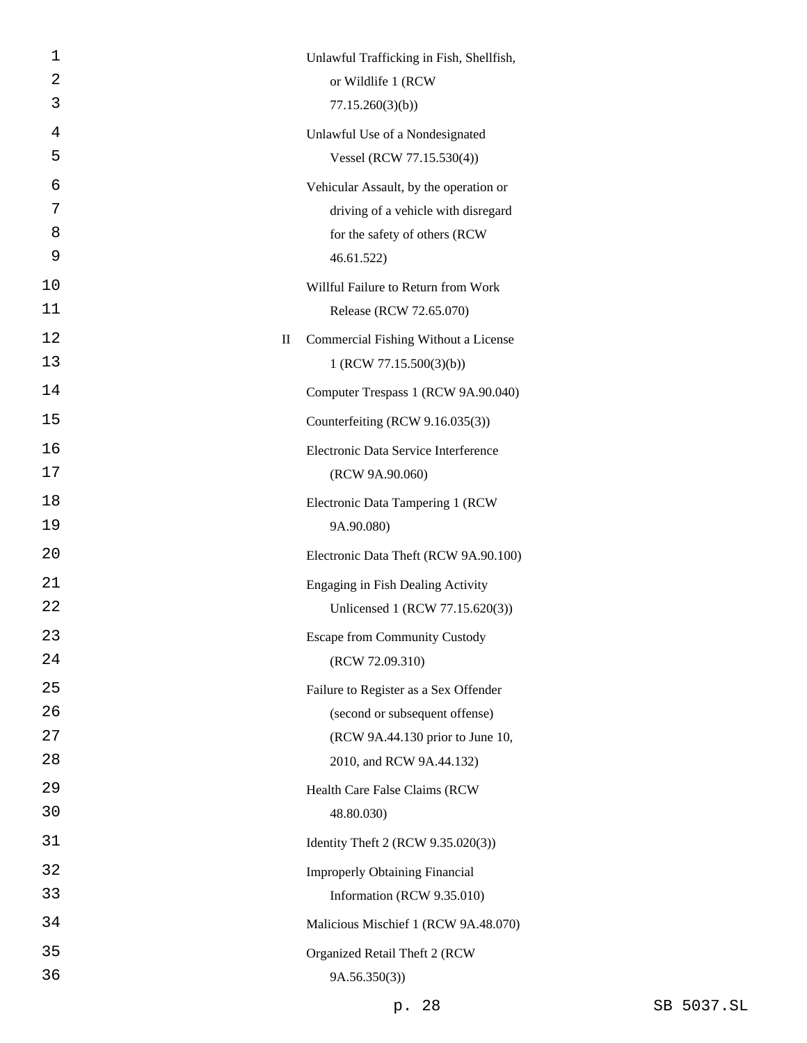Unlawful Trafficking in Fish, Shellfish, or Wildlife 1 (RCW 77.15.260(3)(b))

Unlawful Use of a Nondesignated Vessel (RCW 77.15.530(4))

Vehicular Assault, by the operation or driving of a vehicle with disregard for the safety of others (RCW 46.61.522)

Willful Failure to Return from Work Release (RCW 72.65.070)

II Commercial Fishing Without a License 1 (RCW 77.15.500(3)(b))

Computer Trespass 1 (RCW 9A.90.040)

Counterfeiting (RCW 9.16.035(3))

Electronic Data Service Interference (RCW 9A.90.060)

Electronic Data Tampering 1 (RCW 9A.90.080)

Electronic Data Theft (RCW 9A.90.100)

Engaging in Fish Dealing Activity Unlicensed 1 (RCW 77.15.620(3))

Escape from Community Custody (RCW 72.09.310)

Failure to Register as a Sex Offender (second or subsequent offense) (RCW 9A.44.130 prior to June 10, 2010, and RCW 9A.44.132)

Health Care False Claims (RCW 48.80.030)

Identity Theft 2 (RCW 9.35.020(3))

Improperly Obtaining Financial Information (RCW 9.35.010)

Malicious Mischief 1 (RCW 9A.48.070)

Organized Retail Theft 2 (RCW 9A.56.350(3))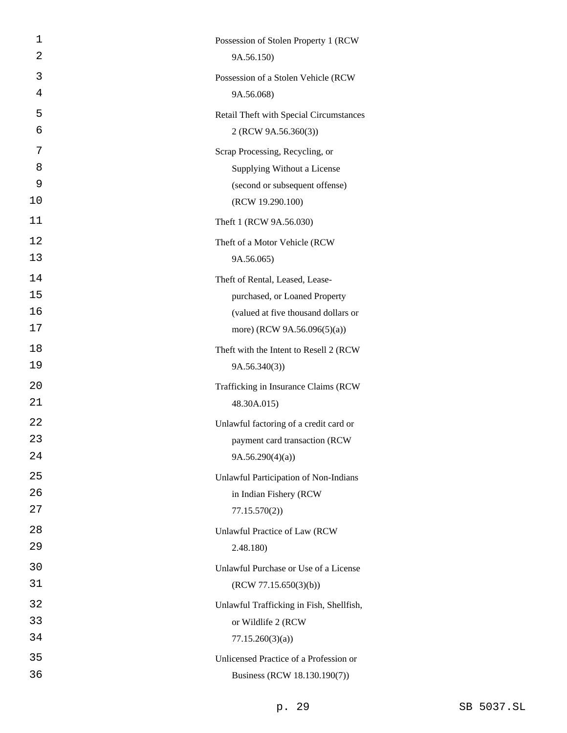Possession of Stolen Property 1 (RCW 9A.56.150)

Possession of a Stolen Vehicle (RCW 9A.56.068)

Retail Theft with Special Circumstances 2 (RCW 9A.56.360(3))

Scrap Processing, Recycling, or Supplying Without a License (second or subsequent offense) (RCW 19.290.100)

Theft 1 (RCW 9A.56.030)

Theft of a Motor Vehicle (RCW 9A.56.065)

Theft of Rental, Leased, Lease-purchased, or Loaned Property (valued at five thousand dollars or more) (RCW 9A.56.096(5)(a))

Theft with the Intent to Resell 2 (RCW 9A.56.340(3))

Trafficking in Insurance Claims (RCW 48.30A.015)

Unlawful factoring of a credit card or payment card transaction (RCW 9A.56.290(4)(a))

Unlawful Participation of Non-Indians in Indian Fishery (RCW 77.15.570(2))

Unlawful Practice of Law (RCW 2.48.180)

Unlawful Purchase or Use of a License (RCW 77.15.650(3)(b))

Unlawful Trafficking in Fish, Shellfish, or Wildlife 2 (RCW 77.15.260(3)(a))

Unlicensed Practice of a Profession or Business (RCW 18.130.190(7))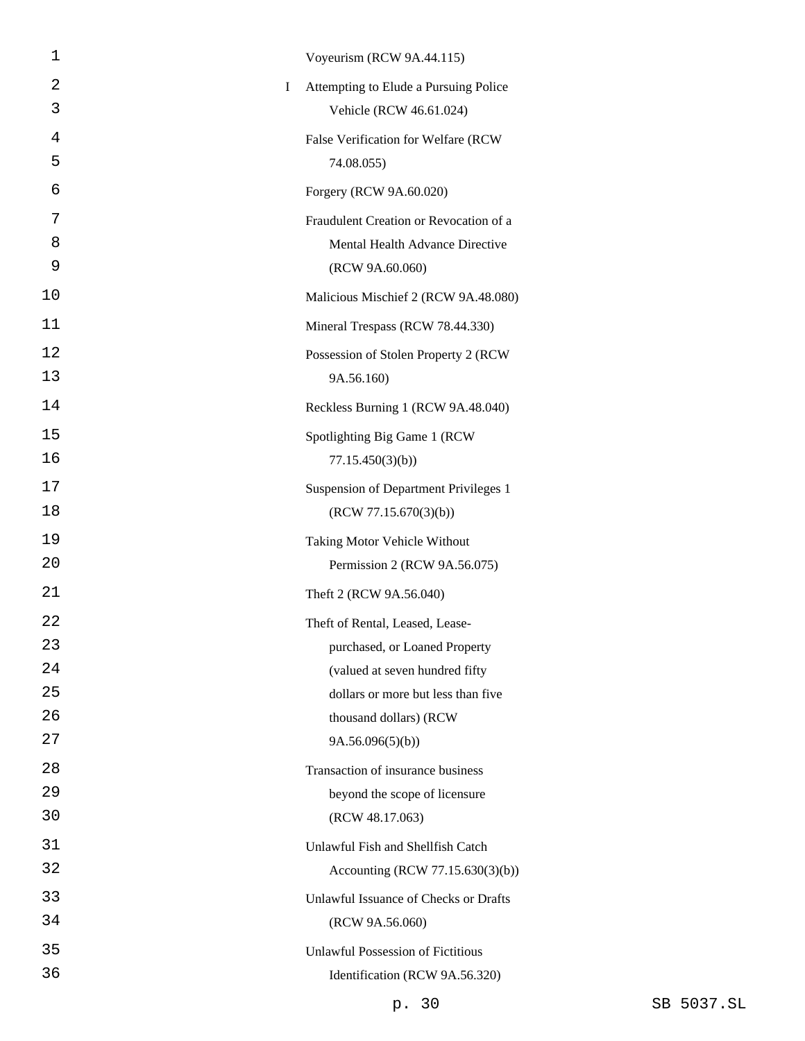| | |
|---|---|
| | Voyeurism (RCW 9A.44.115) |
| I | Attempting to Elude a Pursuing Police Vehicle (RCW 46.61.024) |
| | False Verification for Welfare (RCW 74.08.055) |
| | Forgery (RCW 9A.60.020) |
| | Fraudulent Creation or Revocation of a Mental Health Advance Directive (RCW 9A.60.060) |
| | Malicious Mischief 2 (RCW 9A.48.080) |
| | Mineral Trespass (RCW 78.44.330) |
| | Possession of Stolen Property 2 (RCW 9A.56.160) |
| | Reckless Burning 1 (RCW 9A.48.040) |
| | Spotlighting Big Game 1 (RCW 77.15.450(3)(b)) |
| | Suspension of Department Privileges 1 (RCW 77.15.670(3)(b)) |
| | Taking Motor Vehicle Without Permission 2 (RCW 9A.56.075) |
| | Theft 2 (RCW 9A.56.040) |
| | Theft of Rental, Leased, Lease-purchased, or Loaned Property (valued at seven hundred fifty dollars or more but less than five thousand dollars) (RCW 9A.56.096(5)(b)) |
| | Transaction of insurance business beyond the scope of licensure (RCW 48.17.063) |
| | Unlawful Fish and Shellfish Catch Accounting (RCW 77.15.630(3)(b)) |
| | Unlawful Issuance of Checks or Drafts (RCW 9A.56.060) |
| | Unlawful Possession of Fictitious Identification (RCW 9A.56.320) |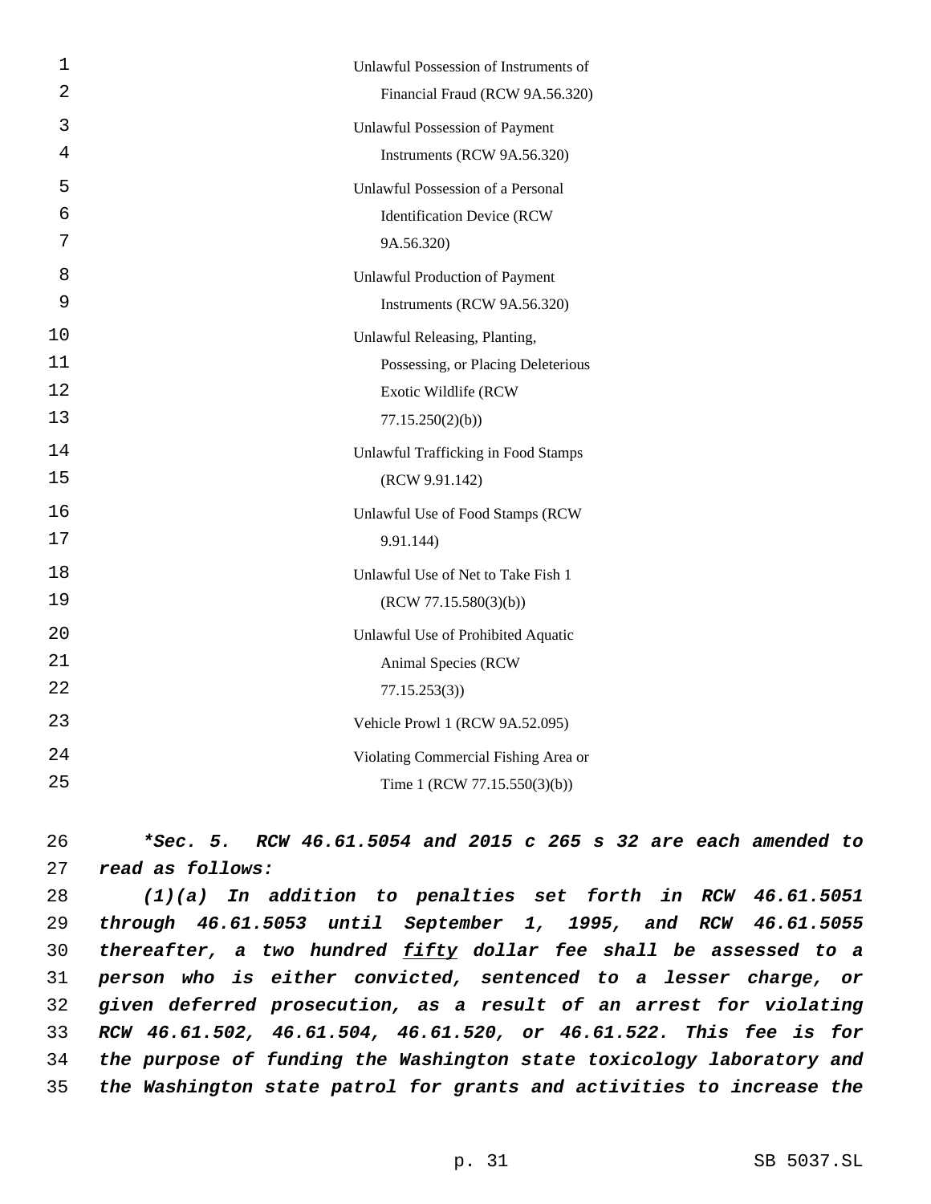Unlawful Possession of Instruments of Financial Fraud (RCW 9A.56.320)

Unlawful Possession of Payment Instruments (RCW 9A.56.320)

Unlawful Possession of a Personal Identification Device (RCW 9A.56.320)

Unlawful Production of Payment Instruments (RCW 9A.56.320)

Unlawful Releasing, Planting, Possessing, or Placing Deleterious Exotic Wildlife (RCW 77.15.250(2)(b))

Unlawful Trafficking in Food Stamps (RCW 9.91.142)

Unlawful Use of Food Stamps (RCW 9.91.144)

Unlawful Use of Net to Take Fish 1 (RCW 77.15.580(3)(b))

Unlawful Use of Prohibited Aquatic Animal Species (RCW 77.15.253(3))

Vehicle Prowl 1 (RCW 9A.52.095)

Violating Commercial Fishing Area or Time 1 (RCW 77.15.550(3)(b))

***Sec. 5. RCW 46.61.5054 and 2015 c 265 s 32 are each amended to read as follows:***

*(1)(a) In addition to penalties set forth in RCW 46.61.5051 through 46.61.5053 until September 1, 1995, and RCW 46.61.5055 thereafter, a two hundred <u>fifty</u> dollar fee shall be assessed to a person who is either convicted, sentenced to a lesser charge, or given deferred prosecution, as a result of an arrest for violating RCW 46.61.502, 46.61.504, 46.61.520, or 46.61.522. This fee is for the purpose of funding the Washington state toxicology laboratory and the Washington state patrol for grants and activities to increase the*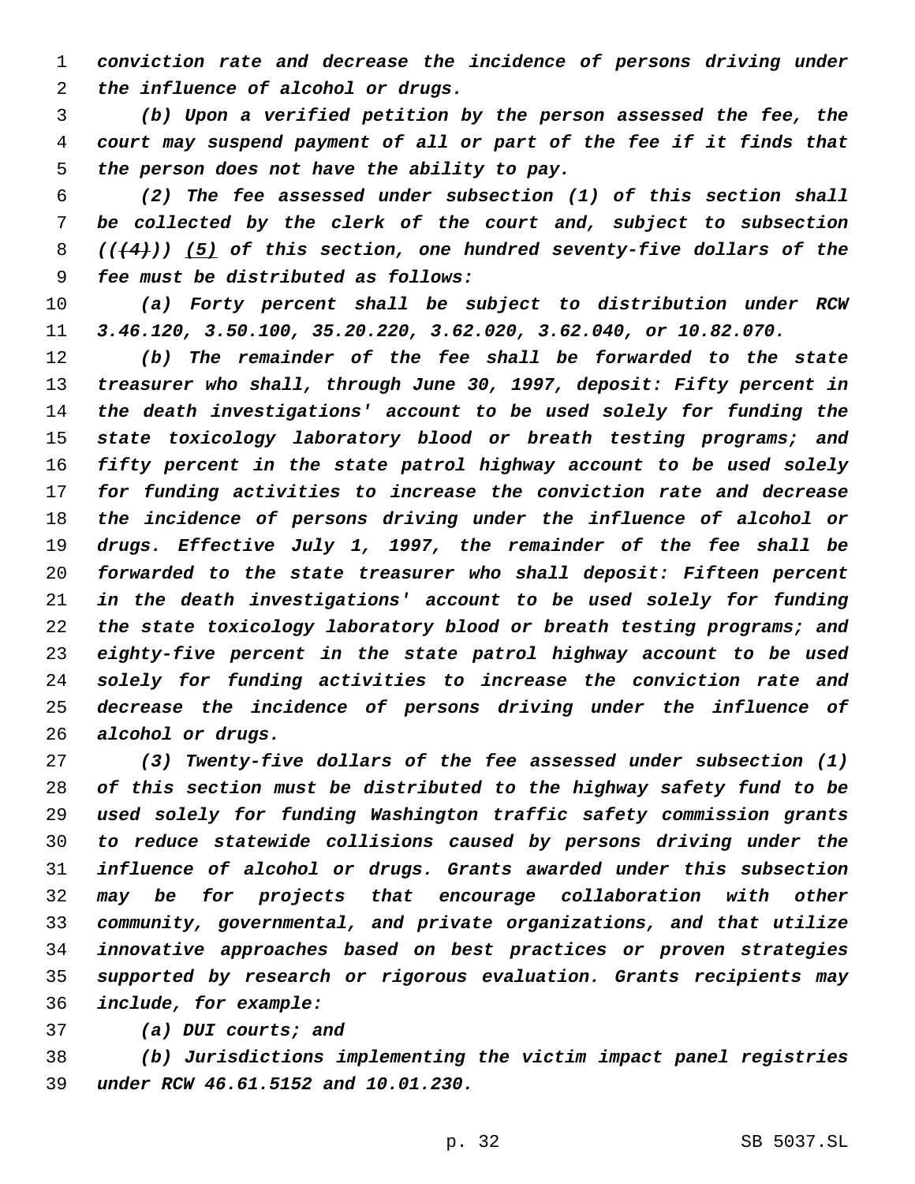*conviction rate and decrease the incidence of persons driving under the influence of alcohol or drugs.*

*(b) Upon a verified petition by the person assessed the fee, the court may suspend payment of all or part of the fee if it finds that the person does not have the ability to pay.*

*(2) The fee assessed under subsection (1) of this section shall be collected by the clerk of the court and, subject to subsection* ~~((4))~~ (5) *of this section, one hundred seventy-five dollars of the fee must be distributed as follows:*

*(a) Forty percent shall be subject to distribution under RCW 3.46.120, 3.50.100, 35.20.220, 3.62.020, 3.62.040, or 10.82.070.*

*(b) The remainder of the fee shall be forwarded to the state treasurer who shall, through June 30, 1997, deposit: Fifty percent in the death investigations' account to be used solely for funding the state toxicology laboratory blood or breath testing programs; and fifty percent in the state patrol highway account to be used solely for funding activities to increase the conviction rate and decrease the incidence of persons driving under the influence of alcohol or drugs. Effective July 1, 1997, the remainder of the fee shall be forwarded to the state treasurer who shall deposit: Fifteen percent in the death investigations' account to be used solely for funding the state toxicology laboratory blood or breath testing programs; and eighty-five percent in the state patrol highway account to be used solely for funding activities to increase the conviction rate and decrease the incidence of persons driving under the influence of alcohol or drugs.*

*(3) Twenty-five dollars of the fee assessed under subsection (1) of this section must be distributed to the highway safety fund to be used solely for funding Washington traffic safety commission grants to reduce statewide collisions caused by persons driving under the influence of alcohol or drugs. Grants awarded under this subsection may be for projects that encourage collaboration with other community, governmental, and private organizations, and that utilize innovative approaches based on best practices or proven strategies supported by research or rigorous evaluation. Grants recipients may include, for example:*

*(a) DUI courts; and*

*(b) Jurisdictions implementing the victim impact panel registries under RCW 46.61.5152 and 10.01.230.*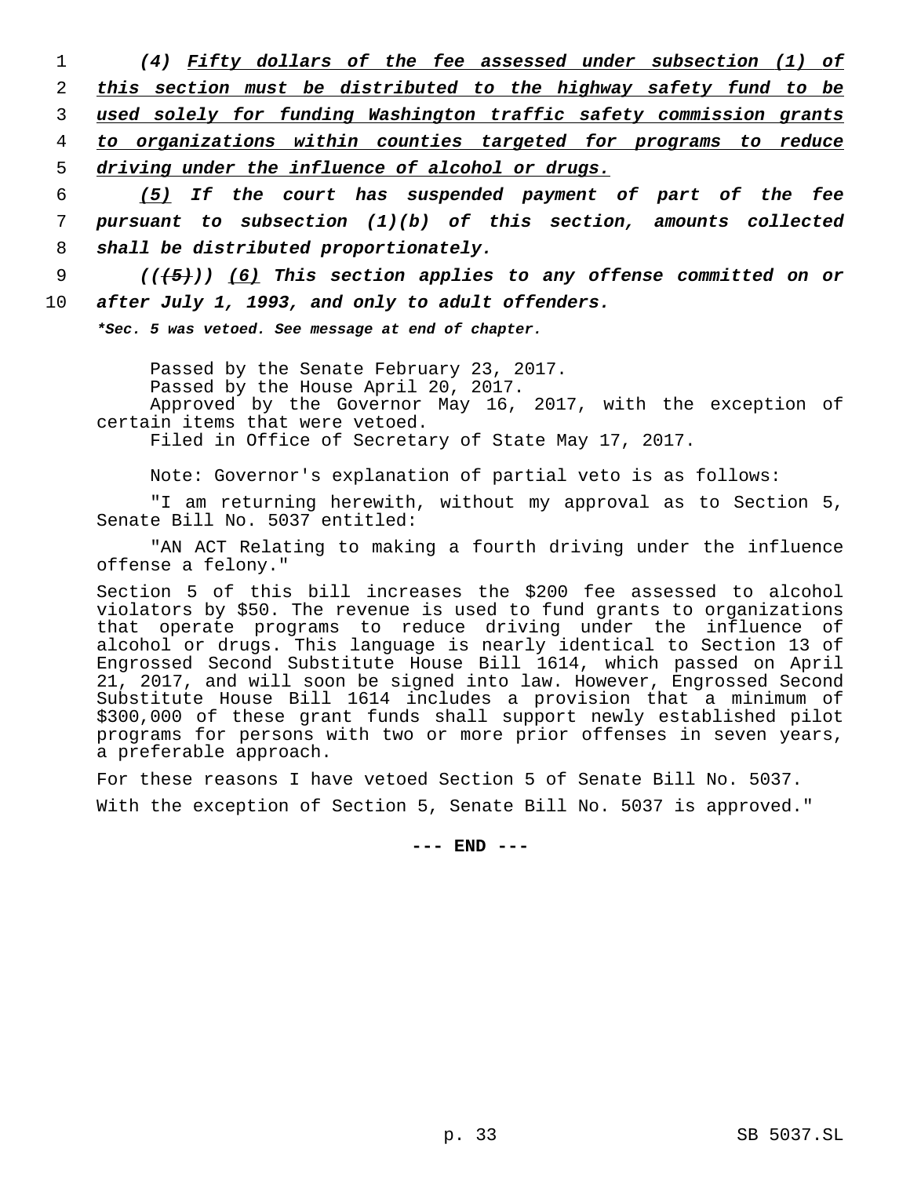*(4) Fifty dollars of the fee assessed under subsection (1) of this section must be distributed to the highway safety fund to be used solely for funding Washington traffic safety commission grants to organizations within counties targeted for programs to reduce driving under the influence of alcohol or drugs.*

*(5) If the court has suspended payment of part of the fee pursuant to subsection (1)(b) of this section, amounts collected shall be distributed proportionately.*

*((~~(5)~~)) (6) This section applies to any offense committed on or after July 1, 1993, and only to adult offenders.*

*\*Sec. 5 was vetoed. See message at end of chapter.*

Passed by the Senate February 23, 2017.
Passed by the House April 20, 2017.
Approved by the Governor May 16, 2017, with the exception of certain items that were vetoed.
Filed in Office of Secretary of State May 17, 2017.

Note: Governor's explanation of partial veto is as follows:

"I am returning herewith, without my approval as to Section 5, Senate Bill No. 5037 entitled:

"AN ACT Relating to making a fourth driving under the influence offense a felony."

Section 5 of this bill increases the $200 fee assessed to alcohol violators by $50. The revenue is used to fund grants to organizations that operate programs to reduce driving under the influence of alcohol or drugs. This language is nearly identical to Section 13 of Engrossed Second Substitute House Bill 1614, which passed on April 21, 2017, and will soon be signed into law. However, Engrossed Second Substitute House Bill 1614 includes a provision that a minimum of $300,000 of these grant funds shall support newly established pilot programs for persons with two or more prior offenses in seven years, a preferable approach.

For these reasons I have vetoed Section 5 of Senate Bill No. 5037.

With the exception of Section 5, Senate Bill No. 5037 is approved."

**--- END ---**